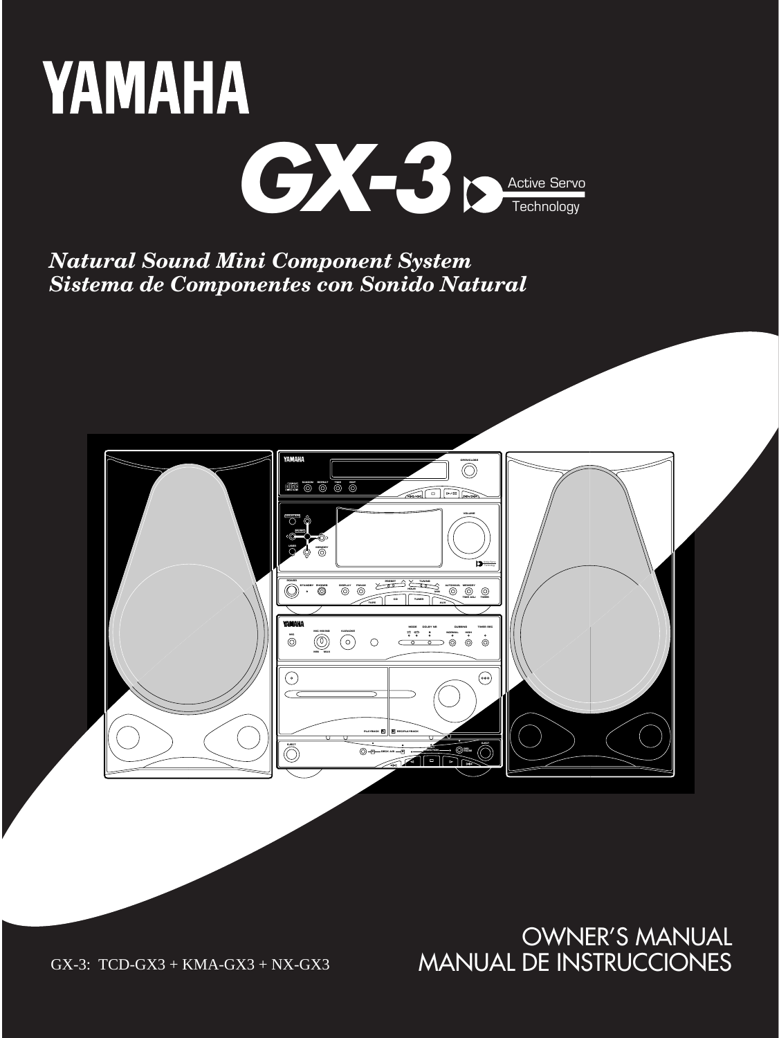# YAMAHA

# GX-3

Active Servo Technology

***Natural Sound Mini Component System***
***Sistema de Componentes con Sonido Natural***

GX-3: TCD-GX3 + KMA-GX3 + NX-GX3

## OWNER'S MANUAL
## MANUAL DE INSTRUCCIONES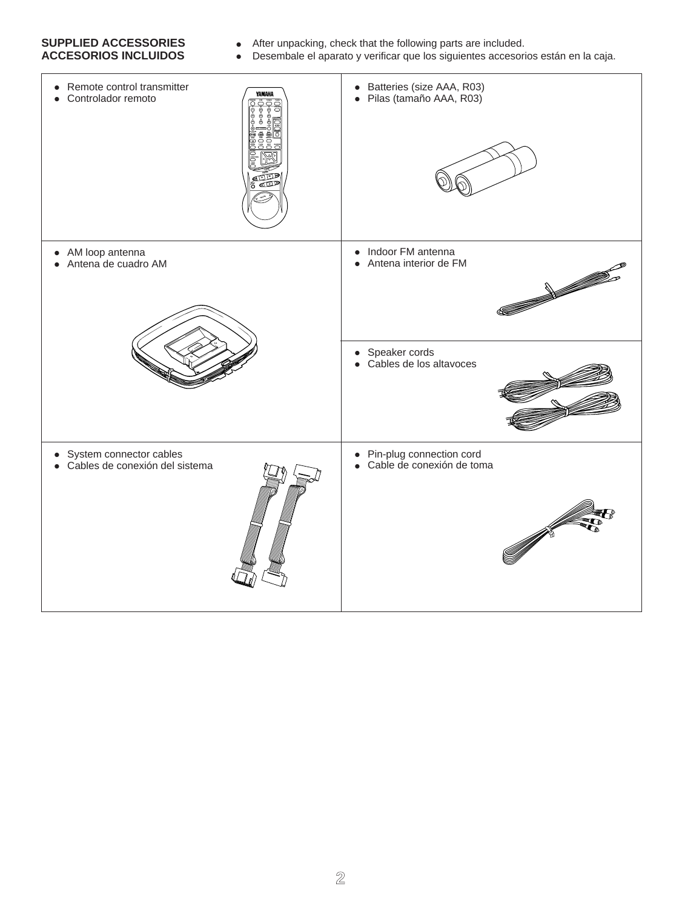**SUPPLIED ACCESSORIES**
**ACCESORIOS INCLUIDOS**

- After unpacking, check that the following parts are included.
- Desembale el aparato y verificar que los siguientes accesorios están en la caja.

- Remote control transmitter
- Controlador remoto

- Batteries (size AAA, R03)
- Pilas (tamaño AAA, R03)

- AM loop antenna
- Antena de cuadro AM

- Indoor FM antenna
- Antena interior de FM

- Speaker cords
- Cables de los altavoces

- System connector cables
- Cables de conexión del sistema

- Pin-plug connection cord
- Cable de conexión de toma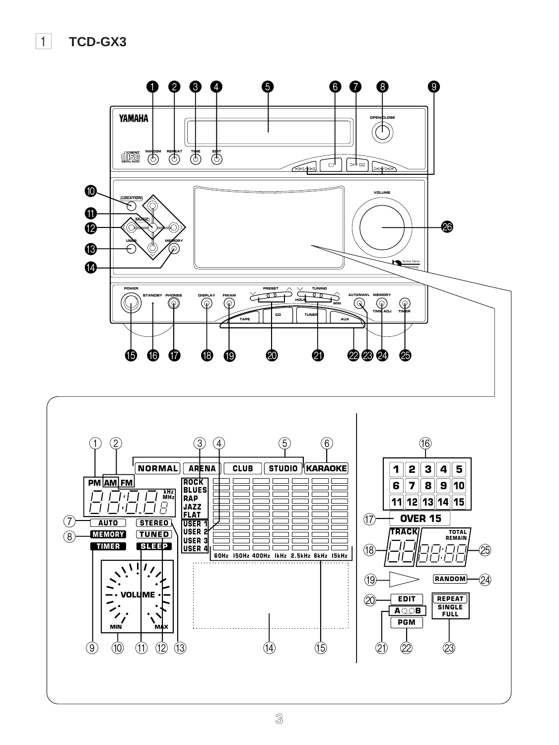# 1 TCD-GX3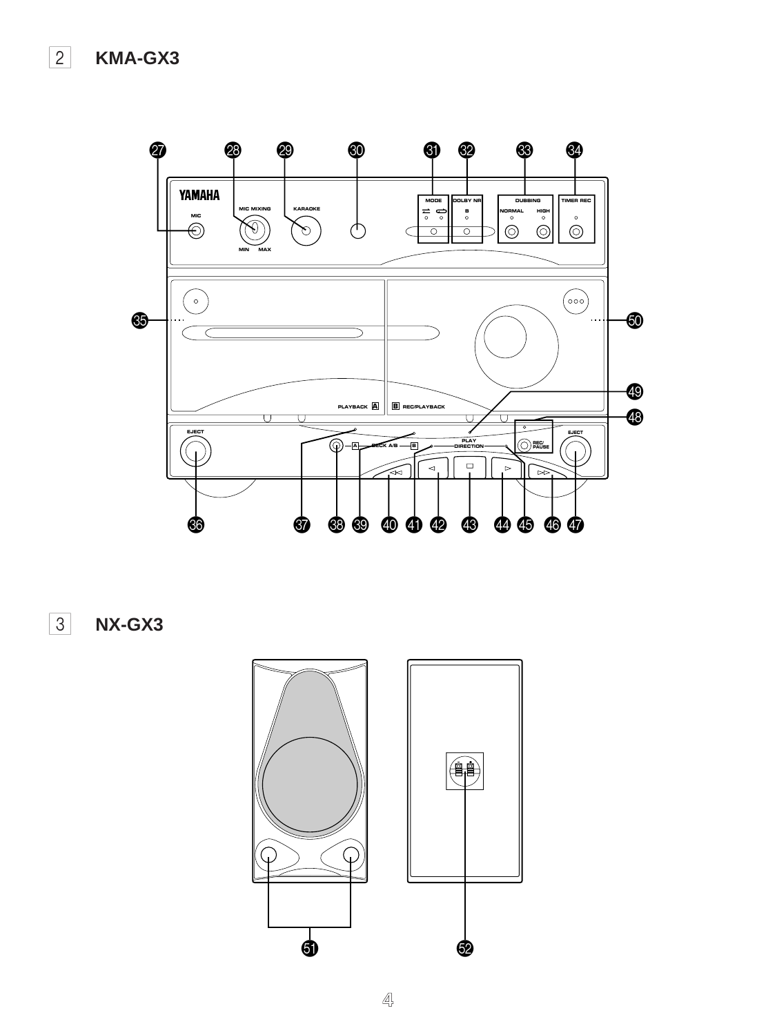## 2 KMA-GX3

YAMAHA

MIC

MIC MIXING

MIN MAX

KARAOKE

MODE

DOLBY NR

B

DUBBING

NORMAL HIGH

TIMER REC

PLAYBACK A

B REC/PLAYBACK

EJECT

DECK A/B

PLAY DIRECTION

REC/PAUSE

EJECT

## 3 NX-GX3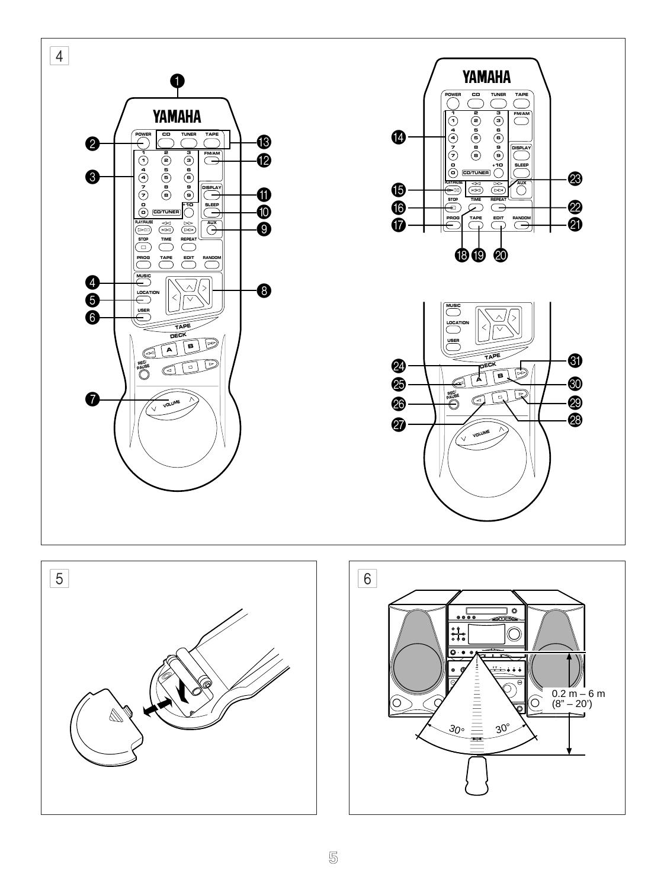4

5

6

0.2 m – 6 m
(8" – 20')

30°  30°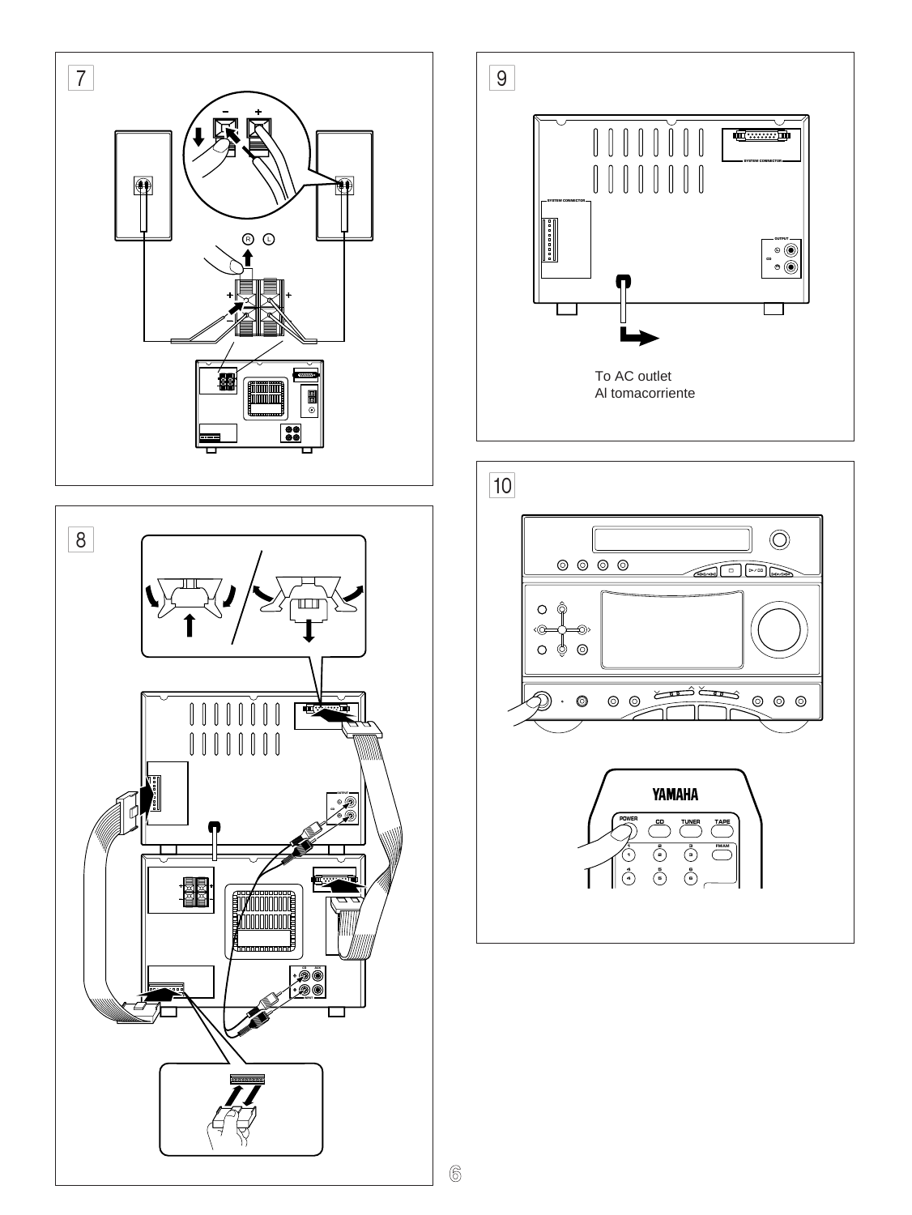7

8

9

To AC outlet
Al tomacorriente

10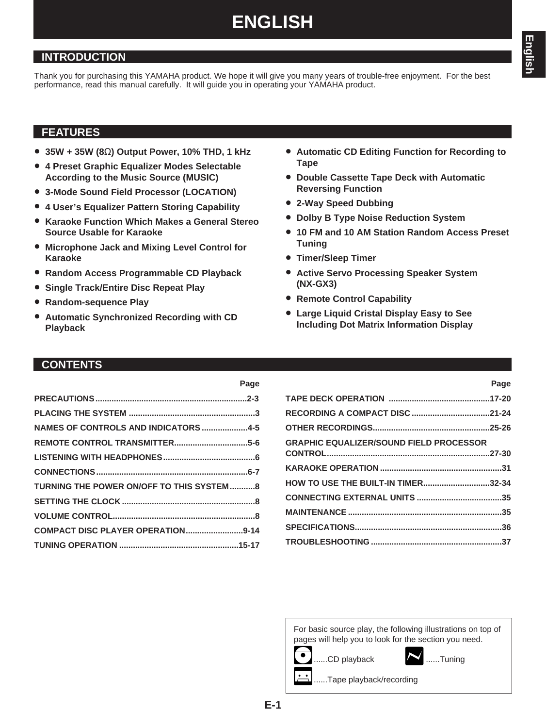# ENGLISH

## INTRODUCTION

Thank you for purchasing this YAMAHA product. We hope it will give you many years of trouble-free enjoyment. For the best performance, read this manual carefully. It will guide you in operating your YAMAHA product.

## FEATURES

- **35W + 35W (8Ω) Output Power, 10% THD, 1 kHz**
- **4 Preset Graphic Equalizer Modes Selectable According to the Music Source (MUSIC)**
- **3-Mode Sound Field Processor (LOCATION)**
- **4 User's Equalizer Pattern Storing Capability**
- **Karaoke Function Which Makes a General Stereo Source Usable for Karaoke**
- **Microphone Jack and Mixing Level Control for Karaoke**
- **Random Access Programmable CD Playback**
- **Single Track/Entire Disc Repeat Play**
- **Random-sequence Play**
- **Automatic Synchronized Recording with CD Playback**
- **Automatic CD Editing Function for Recording to Tape**
- **Double Cassette Tape Deck with Automatic Reversing Function**
- **2-Way Speed Dubbing**
- **Dolby B Type Noise Reduction System**
- **10 FM and 10 AM Station Random Access Preset Tuning**
- **Timer/Sleep Timer**
- **Active Servo Processing Speaker System (NX-GX3)**
- **Remote Control Capability**
- **Large Liquid Cristal Display Easy to See Including Dot Matrix Information Display**

## CONTENTS

| | Page |
|---|---|
| PRECAUTIONS | 2-3 |
| PLACING THE SYSTEM | 3 |
| NAMES OF CONTROLS AND INDICATORS | 4-5 |
| REMOTE CONTROL TRANSMITTER | 5-6 |
| LISTENING WITH HEADPHONES | 6 |
| CONNECTIONS | 6-7 |
| TURNING THE POWER ON/OFF TO THIS SYSTEM | 8 |
| SETTING THE CLOCK | 8 |
| VOLUME CONTROL | 8 |
| COMPACT DISC PLAYER OPERATION | 9-14 |
| TUNING OPERATION | 15-17 |
| TAPE DECK OPERATION | 17-20 |
| RECORDING A COMPACT DISC | 21-24 |
| OTHER RECORDINGS | 25-26 |
| GRAPHIC EQUALIZER/SOUND FIELD PROCESSOR CONTROL | 27-30 |
| KARAOKE OPERATION | 31 |
| HOW TO USE THE BUILT-IN TIMER | 32-34 |
| CONNECTING EXTERNAL UNITS | 35 |
| MAINTENANCE | 35 |
| SPECIFICATIONS | 36 |
| TROUBLESHOOTING | 37 |

For basic source play, the following illustrations on top of pages will help you to look for the section you need.

......CD playback

......Tuning

......Tape playback/recording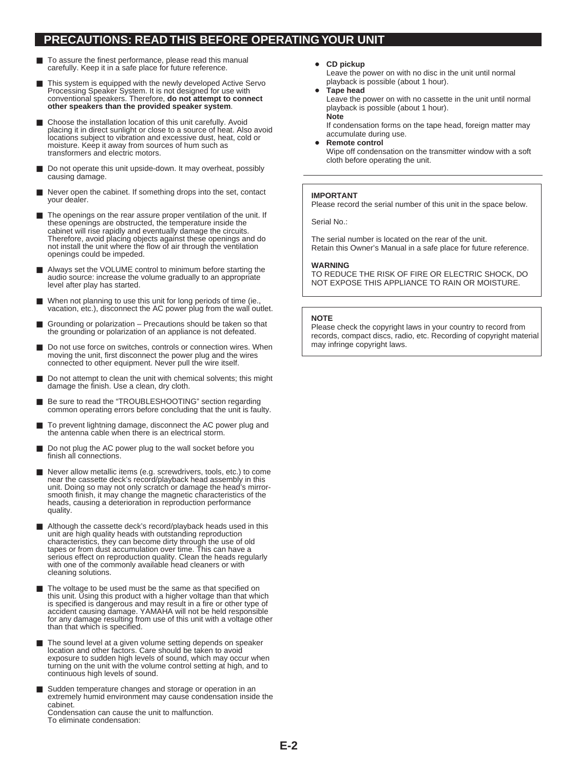## PRECAUTIONS: READ THIS BEFORE OPERATING YOUR UNIT

- To assure the finest performance, please read this manual carefully. Keep it in a safe place for future reference.
- This system is equipped with the newly developed Active Servo Processing Speaker System. It is not designed for use with conventional speakers. Therefore, **do not attempt to connect other speakers than the provided speaker system**.
- Choose the installation location of this unit carefully. Avoid placing it in direct sunlight or close to a source of heat. Also avoid locations subject to vibration and excessive dust, heat, cold or moisture. Keep it away from sources of hum such as transformers and electric motors.
- Do not operate this unit upside-down. It may overheat, possibly causing damage.
- Never open the cabinet. If something drops into the set, contact your dealer.
- The openings on the rear assure proper ventilation of the unit. If these openings are obstructed, the temperature inside the cabinet will rise rapidly and eventually damage the circuits. Therefore, avoid placing objects against these openings and do not install the unit where the flow of air through the ventilation openings could be impeded.
- Always set the VOLUME control to minimum before starting the audio source: increase the volume gradually to an appropriate level after play has started.
- When not planning to use this unit for long periods of time (ie., vacation, etc.), disconnect the AC power plug from the wall outlet.
- Grounding or polarization – Precautions should be taken so that the grounding or polarization of an appliance is not defeated.
- Do not use force on switches, controls or connection wires. When moving the unit, first disconnect the power plug and the wires connected to other equipment. Never pull the wire itself.
- Do not attempt to clean the unit with chemical solvents; this might damage the finish. Use a clean, dry cloth.
- Be sure to read the “TROUBLESHOOTING” section regarding common operating errors before concluding that the unit is faulty.
- To prevent lightning damage, disconnect the AC power plug and the antenna cable when there is an electrical storm.
- Do not plug the AC power plug to the wall socket before you finish all connections.
- Never allow metallic items (e.g. screwdrivers, tools, etc.) to come near the cassette deck’s record/playback head assembly in this unit. Doing so may not only scratch or damage the head’s mirror-smooth finish, it may change the magnetic characteristics of the heads, causing a deterioration in reproduction performance quality.
- Although the cassette deck’s record/playback heads used in this unit are high quality heads with outstanding reproduction characteristics, they can become dirty through the use of old tapes or from dust accumulation over time. This can have a serious effect on reproduction quality. Clean the heads regularly with one of the commonly available head cleaners or with cleaning solutions.
- The voltage to be used must be the same as that specified on this unit. Using this product with a higher voltage than that which is specified is dangerous and may result in a fire or other type of accident causing damage. YAMAHA will not be held responsible for any damage resulting from use of this unit with a voltage other than that which is specified.
- The sound level at a given volume setting depends on speaker location and other factors. Care should be taken to avoid exposure to sudden high levels of sound, which may occur when turning on the unit with the volume control setting at high, and to continuous high levels of sound.
- Sudden temperature changes and storage or operation in an extremely humid environment may cause condensation inside the cabinet.
  Condensation can cause the unit to malfunction.
  To eliminate condensation:
  - **CD pickup**
    Leave the power on with no disc in the unit until normal playback is possible (about 1 hour).
  - **Tape head**
    Leave the power on with no cassette in the unit until normal playback is possible (about 1 hour).
    **Note**
    If condensation forms on the tape head, foreign matter may accumulate during use.
  - **Remote control**
    Wipe off condensation on the transmitter window with a soft cloth before operating the unit.

---

**IMPORTANT**
Please record the serial number of this unit in the space below.

Serial No.:

The serial number is located on the rear of the unit.
Retain this Owner’s Manual in a safe place for future reference.

**WARNING**
TO REDUCE THE RISK OF FIRE OR ELECTRIC SHOCK, DO NOT EXPOSE THIS APPLIANCE TO RAIN OR MOISTURE.

---

**NOTE**
Please check the copyright laws in your country to record from records, compact discs, radio, etc. Recording of copyright material may infringe copyright laws.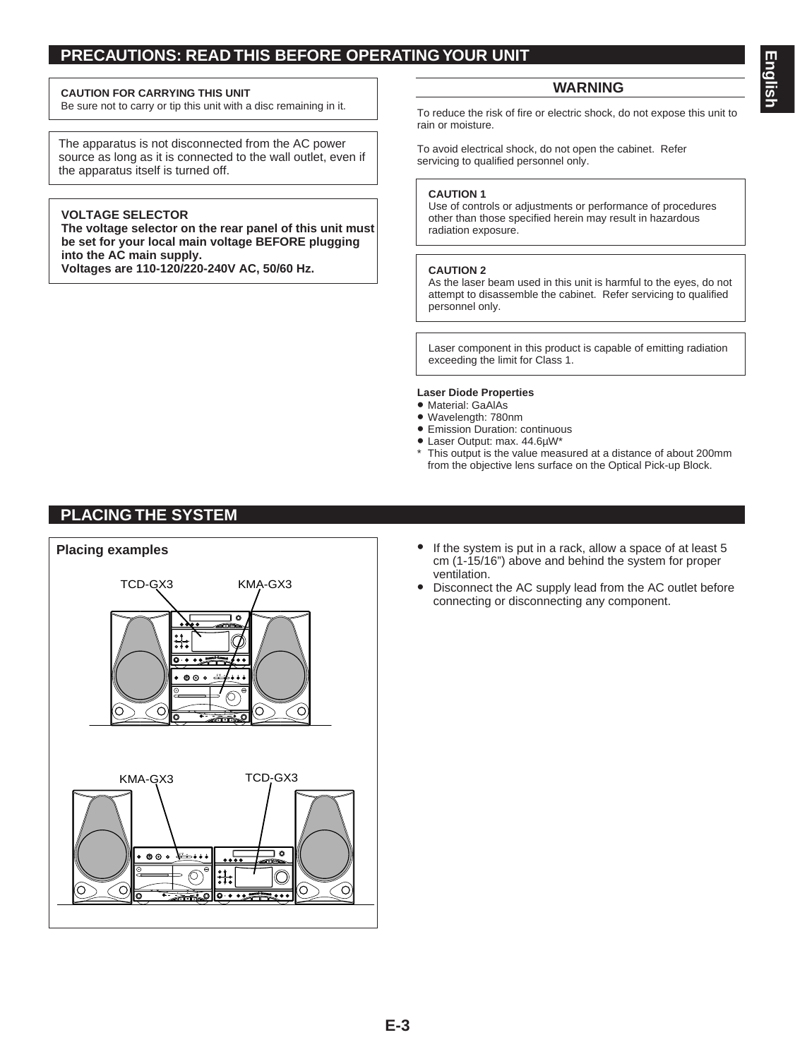## PRECAUTIONS: READ THIS BEFORE OPERATING YOUR UNIT

**CAUTION FOR CARRYING THIS UNIT**
Be sure not to carry or tip this unit with a disc remaining in it.

The apparatus is not disconnected from the AC power source as long as it is connected to the wall outlet, even if the apparatus itself is turned off.

**VOLTAGE SELECTOR**
**The voltage selector on the rear panel of this unit must be set for your local main voltage BEFORE plugging into the AC main supply.**
**Voltages are 110-120/220-240V AC, 50/60 Hz.**

### WARNING

To reduce the risk of fire or electric shock, do not expose this unit to rain or moisture.

To avoid electrical shock, do not open the cabinet. Refer servicing to qualified personnel only.

**CAUTION 1**
Use of controls or adjustments or performance of procedures other than those specified herein may result in hazardous radiation exposure.

**CAUTION 2**
As the laser beam used in this unit is harmful to the eyes, do not attempt to disassemble the cabinet. Refer servicing to qualified personnel only.

Laser component in this product is capable of emitting radiation exceeding the limit for Class 1.

**Laser Diode Properties**

- Material: GaAlAs
- Wavelength: 780nm
- Emission Duration: continuous
- Laser Output: max. 44.6µW*

\* This output is the value measured at a distance of about 200mm from the objective lens surface on the Optical Pick-up Block.

## PLACING THE SYSTEM

**Placing examples**

TCD-GX3 KMA-GX3

KMA-GX3 TCD-GX3

- If the system is put in a rack, allow a space of at least 5 cm (1-15/16") above and behind the system for proper ventilation.
- Disconnect the AC supply lead from the AC outlet before connecting or disconnecting any component.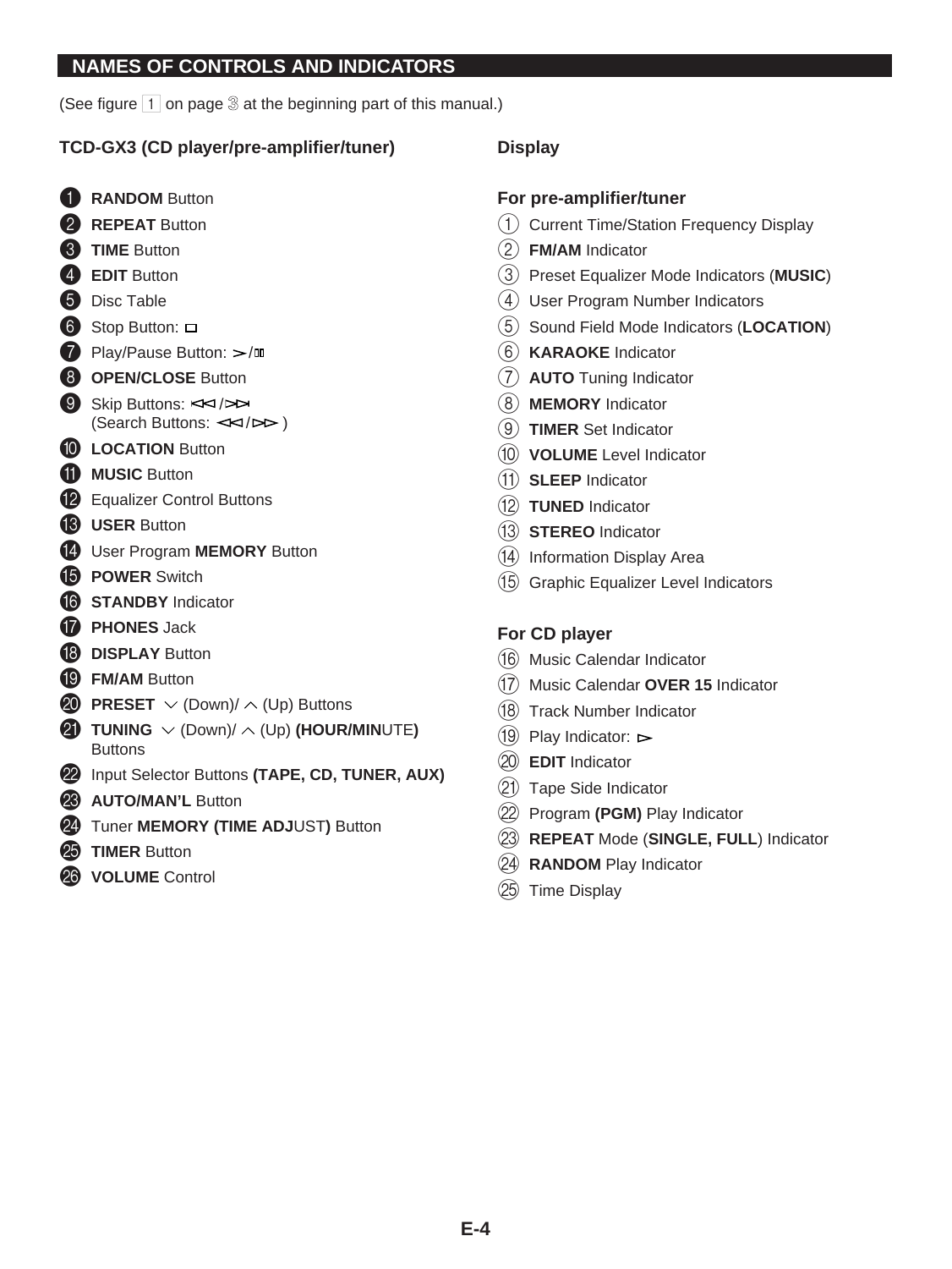## NAMES OF CONTROLS AND INDICATORS

(See figure 1 on page 3 at the beginning part of this manual.)

### TCD-GX3 (CD player/pre-amplifier/tuner)

1. **RANDOM** Button
2. **REPEAT** Button
3. **TIME** Button
4. **EDIT** Button
5. Disc Table
6. Stop Button: □
7. Play/Pause Button: ▷/II
8. **OPEN/CLOSE** Button
9. Skip Buttons: ⏮/⏭
   (Search Buttons: ◁◁/▷▷ )
10. **LOCATION** Button
11. **MUSIC** Button
12. Equalizer Control Buttons
13. **USER** Button
14. User Program **MEMORY** Button
15. **POWER** Switch
16. **STANDBY** Indicator
17. **PHONES** Jack
18. **DISPLAY** Button
19. **FM/AM** Button
20. **PRESET** ∨ (Down)/ ∧ (Up) Buttons
21. **TUNING** ∨ (Down)/ ∧ (Up) **(HOUR/MIN**UTE**)** Buttons
22. Input Selector Buttons **(TAPE, CD, TUNER, AUX)**
23. **AUTO/MAN'L** Button
24. Tuner **MEMORY (TIME ADJ**UST**)** Button
25. **TIMER** Button
26. **VOLUME** Control

### Display

#### For pre-amplifier/tuner

1. Current Time/Station Frequency Display
2. **FM/AM** Indicator
3. Preset Equalizer Mode Indicators (**MUSIC**)
4. User Program Number Indicators
5. Sound Field Mode Indicators (**LOCATION**)
6. **KARAOKE** Indicator
7. **AUTO** Tuning Indicator
8. **MEMORY** Indicator
9. **TIMER** Set Indicator
10. **VOLUME** Level Indicator
11. **SLEEP** Indicator
12. **TUNED** Indicator
13. **STEREO** Indicator
14. Information Display Area
15. Graphic Equalizer Level Indicators

#### For CD player

16. Music Calendar Indicator
17. Music Calendar **OVER 15** Indicator
18. Track Number Indicator
19. Play Indicator: ▷
20. **EDIT** Indicator
21. Tape Side Indicator
22. Program **(PGM)** Play Indicator
23. **REPEAT** Mode (**SINGLE, FULL**) Indicator
24. **RANDOM** Play Indicator
25. Time Display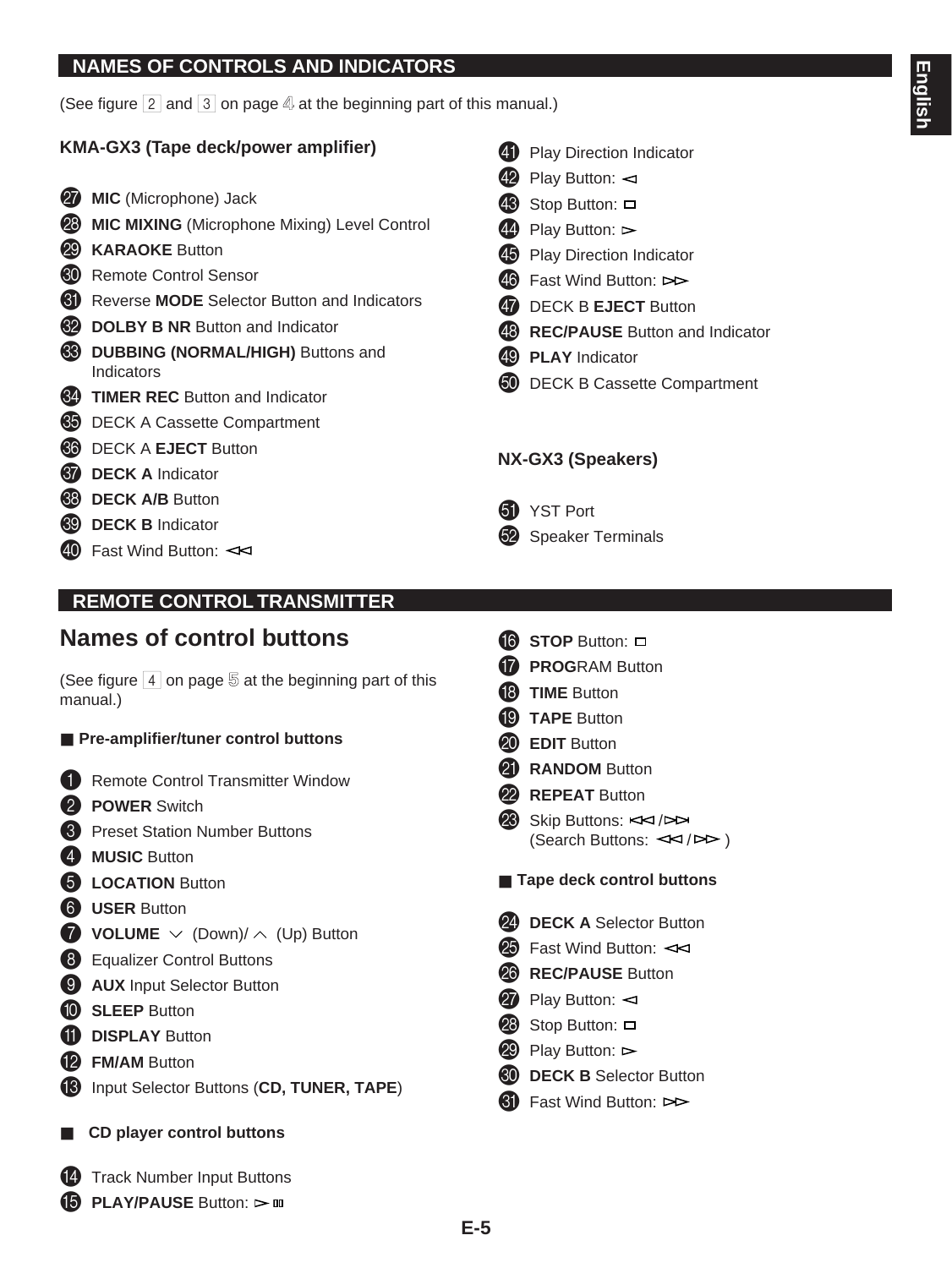## NAMES OF CONTROLS AND INDICATORS

(See figure 2 and 3 on page 4 at the beginning part of this manual.)

### KMA-GX3 (Tape deck/power amplifier)

27. **MIC** (Microphone) Jack
28. **MIC MIXING** (Microphone Mixing) Level Control
29. **KARAOKE** Button
30. Remote Control Sensor
31. Reverse **MODE** Selector Button and Indicators
32. **DOLBY B NR** Button and Indicator
33. **DUBBING (NORMAL/HIGH)** Buttons and Indicators
34. **TIMER REC** Button and Indicator
35. DECK A Cassette Compartment
36. DECK A **EJECT** Button
37. **DECK A** Indicator
38. **DECK A/B** Button
39. **DECK B** Indicator
40. Fast Wind Button: ◁◁
41. Play Direction Indicator
42. Play Button: ◁
43. Stop Button: □
44. Play Button: ▷
45. Play Direction Indicator
46. Fast Wind Button: ▷▷
47. DECK B **EJECT** Button
48. **REC/PAUSE** Button and Indicator
49. **PLAY** Indicator
50. DECK B Cassette Compartment

### NX-GX3 (Speakers)

51. YST Port
52. Speaker Terminals

## REMOTE CONTROL TRANSMITTER

## Names of control buttons

(See figure 4 on page 5 at the beginning part of this manual.)

### ■ Pre-amplifier/tuner control buttons

1. Remote Control Transmitter Window
2. **POWER** Switch
3. Preset Station Number Buttons
4. **MUSIC** Button
5. **LOCATION** Button
6. **USER** Button
7. **VOLUME** ∨ (Down)/ ∧ (Up) Button
8. Equalizer Control Buttons
9. **AUX** Input Selector Button
10. **SLEEP** Button
11. **DISPLAY** Button
12. **FM/AM** Button
13. Input Selector Buttons (**CD, TUNER, TAPE**)

### ■ CD player control buttons

14. Track Number Input Buttons
15. **PLAY/PAUSE** Button: ▷ ▯▯
16. **STOP** Button: □
17. **PROG**RAM Button
18. **TIME** Button
19. **TAPE** Button
20. **EDIT** Button
21. **RANDOM** Button
22. **REPEAT** Button
23. Skip Buttons: |◁◁ / ▷▷|
    (Search Buttons: ◁◁ / ▷▷ )

### ■ Tape deck control buttons

24. **DECK A** Selector Button
25. Fast Wind Button: ◁◁
26. **REC/PAUSE** Button
27. Play Button: ◁
28. Stop Button: □
29. Play Button: ▷
30. **DECK B** Selector Button
31. Fast Wind Button: ▷▷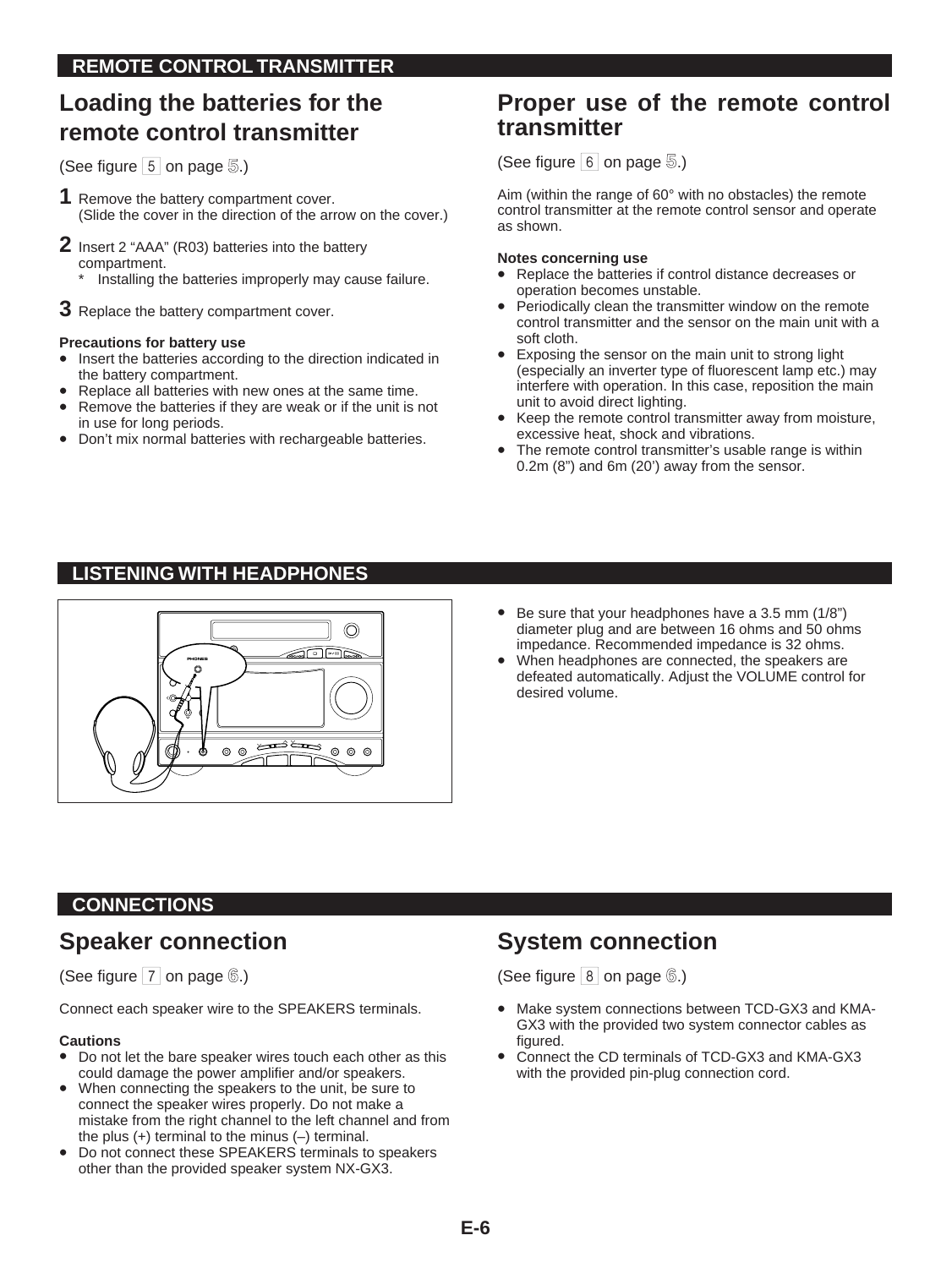## REMOTE CONTROL TRANSMITTER

### Loading the batteries for the remote control transmitter

(See figure 5 on page 5.)

**1** Remove the battery compartment cover.
(Slide the cover in the direction of the arrow on the cover.)

**2** Insert 2 “AAA” (R03) batteries into the battery compartment.
\* Installing the batteries improperly may cause failure.

**3** Replace the battery compartment cover.

**Precautions for battery use**

- Insert the batteries according to the direction indicated in the battery compartment.
- Replace all batteries with new ones at the same time.
- Remove the batteries if they are weak or if the unit is not in use for long periods.
- Don’t mix normal batteries with rechargeable batteries.

### Proper use of the remote control transmitter

(See figure 6 on page 5.)

Aim (within the range of 60° with no obstacles) the remote control transmitter at the remote control sensor and operate as shown.

**Notes concerning use**

- Replace the batteries if control distance decreases or operation becomes unstable.
- Periodically clean the transmitter window on the remote control transmitter and the sensor on the main unit with a soft cloth.
- Exposing the sensor on the main unit to strong light (especially an inverter type of fluorescent lamp etc.) may interfere with operation. In this case, reposition the main unit to avoid direct lighting.
- Keep the remote control transmitter away from moisture, excessive heat, shock and vibrations.
- The remote control transmitter’s usable range is within 0.2m (8”) and 6m (20’) away from the sensor.

## LISTENING WITH HEADPHONES

- Be sure that your headphones have a 3.5 mm (1/8”) diameter plug and are between 16 ohms and 50 ohms impedance. Recommended impedance is 32 ohms.
- When headphones are connected, the speakers are defeated automatically. Adjust the VOLUME control for desired volume.

## CONNECTIONS

### Speaker connection

(See figure 7 on page 6.)

Connect each speaker wire to the SPEAKERS terminals.

**Cautions**

- Do not let the bare speaker wires touch each other as this could damage the power amplifier and/or speakers.
- When connecting the speakers to the unit, be sure to connect the speaker wires properly. Do not make a mistake from the right channel to the left channel and from the plus (+) terminal to the minus (–) terminal.
- Do not connect these SPEAKERS terminals to speakers other than the provided speaker system NX-GX3.

### System connection

(See figure 8 on page 6.)

- Make system connections between TCD-GX3 and KMA-GX3 with the provided two system connector cables as figured.
- Connect the CD terminals of TCD-GX3 and KMA-GX3 with the provided pin-plug connection cord.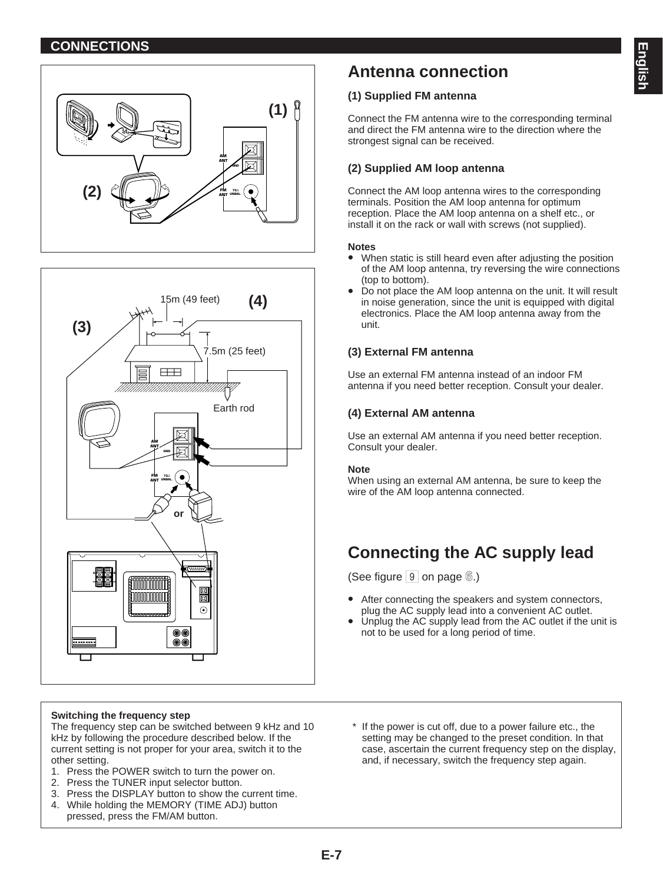## CONNECTIONS

# Antenna connection

### (1) Supplied FM antenna

Connect the FM antenna wire to the corresponding terminal and direct the FM antenna wire to the direction where the strongest signal can be received.

### (2) Supplied AM loop antenna

Connect the AM loop antenna wires to the corresponding terminals. Position the AM loop antenna for optimum reception. Place the AM loop antenna on a shelf etc., or install it on the rack or wall with screws (not supplied).

**Notes**

- When static is still heard even after adjusting the position of the AM loop antenna, try reversing the wire connections (top to bottom).
- Do not place the AM loop antenna on the unit. It will result in noise generation, since the unit is equipped with digital electronics. Place the AM loop antenna away from the unit.

### (3) External FM antenna

Use an external FM antenna instead of an indoor FM antenna if you need better reception. Consult your dealer.

### (4) External AM antenna

Use an external AM antenna if you need better reception. Consult your dealer.

**Note**

When using an external AM antenna, be sure to keep the wire of the AM loop antenna connected.

# Connecting the AC supply lead

(See figure 9 on page 6.)

- After connecting the speakers and system connectors, plug the AC supply lead into a convenient AC outlet.
- Unplug the AC supply lead from the AC outlet if the unit is not to be used for a long period of time.

**Switching the frequency step**

The frequency step can be switched between 9 kHz and 10 kHz by following the procedure described below. If the current setting is not proper for your area, switch it to the other setting.

1. Press the POWER switch to turn the power on.
2. Press the TUNER input selector button.
3. Press the DISPLAY button to show the current time.
4. While holding the MEMORY (TIME ADJ) button pressed, press the FM/AM button.

\* If the power is cut off, due to a power failure etc., the setting may be changed to the preset condition. In that case, ascertain the current frequency step on the display, and, if necessary, switch the frequency step again.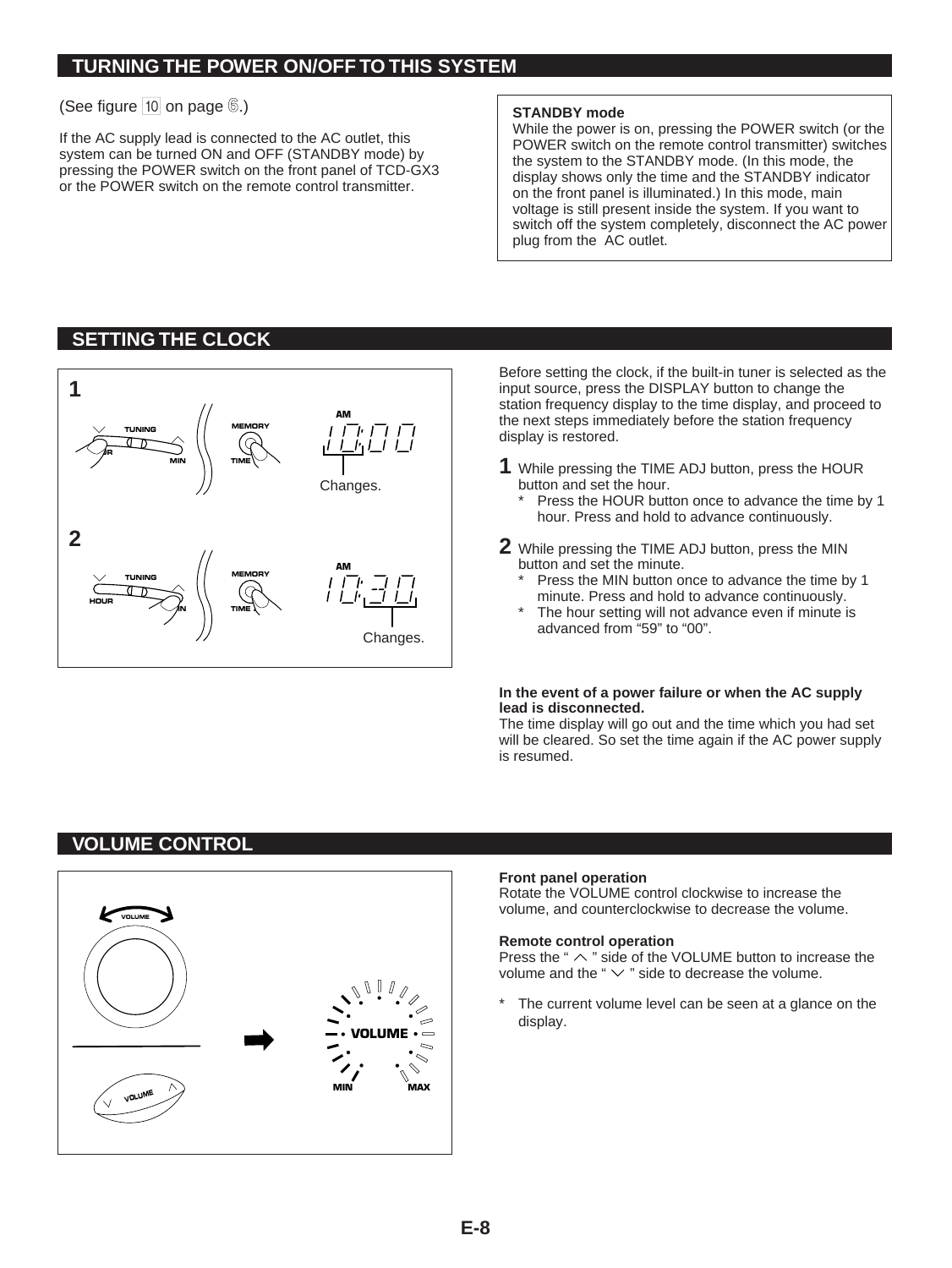## TURNING THE POWER ON/OFF TO THIS SYSTEM

(See figure 10 on page 6.)

If the AC supply lead is connected to the AC outlet, this system can be turned ON and OFF (STANDBY mode) by pressing the POWER switch on the front panel of TCD-GX3 or the POWER switch on the remote control transmitter.

**STANDBY mode**
While the power is on, pressing the POWER switch (or the POWER switch on the remote control transmitter) switches the system to the STANDBY mode. (In this mode, the display shows only the time and the STANDBY indicator on the front panel is illuminated.) In this mode, main voltage is still present inside the system. If you want to switch off the system completely, disconnect the AC power plug from the AC outlet.

## SETTING THE CLOCK

Changes.

Changes.

Before setting the clock, if the built-in tuner is selected as the input source, press the DISPLAY button to change the station frequency display to the time display, and proceed to the next steps immediately before the station frequency display is restored.

**1** While pressing the TIME ADJ button, press the HOUR button and set the hour.
- * Press the HOUR button once to advance the time by 1 hour. Press and hold to advance continuously.

**2** While pressing the TIME ADJ button, press the MIN button and set the minute.
- * Press the MIN button once to advance the time by 1 minute. Press and hold to advance continuously.
- * The hour setting will not advance even if minute is advanced from “59” to “00”.

**In the event of a power failure or when the AC supply lead is disconnected.**
The time display will go out and the time which you had set will be cleared. So set the time again if the AC power supply is resumed.

## VOLUME CONTROL

**Front panel operation**
Rotate the VOLUME control clockwise to increase the volume, and counterclockwise to decrease the volume.

**Remote control operation**
Press the “ ∧ ” side of the VOLUME button to increase the volume and the “ ∨ ” side to decrease the volume.

- * The current volume level can be seen at a glance on the display.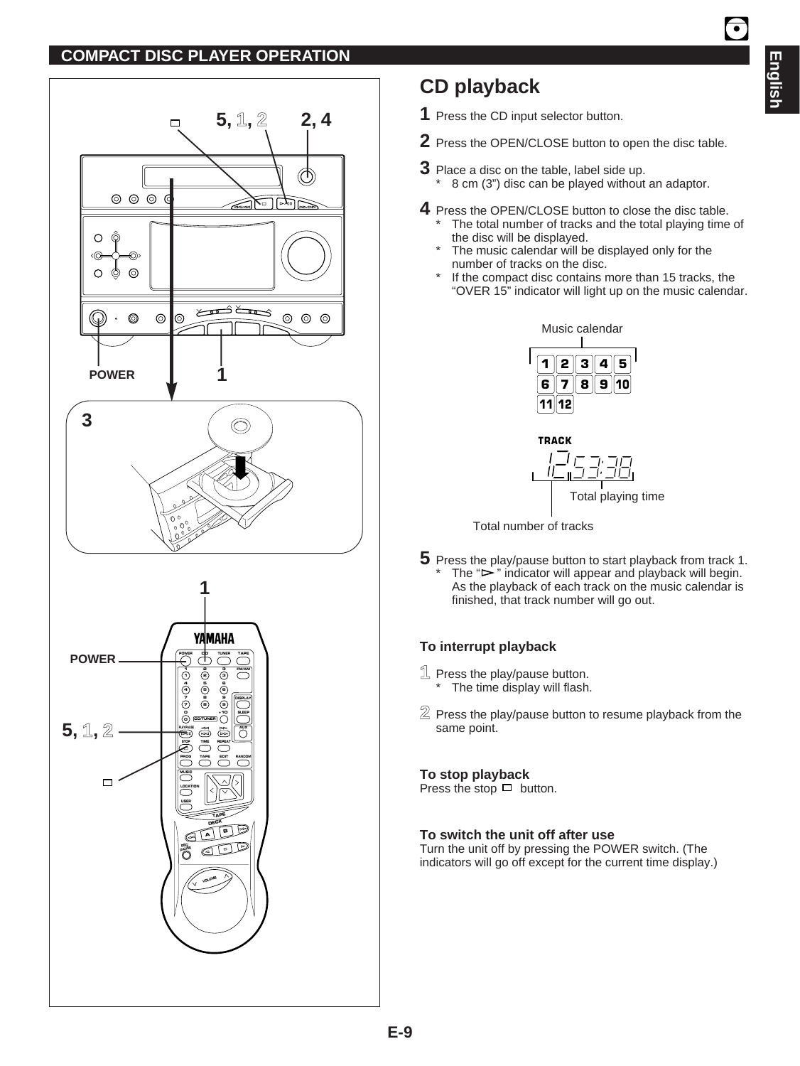## COMPACT DISC PLAYER OPERATION

# CD playback

**1** Press the CD input selector button.

**2** Press the OPEN/CLOSE button to open the disc table.

**3** Place a disc on the table, label side up.
- \* 8 cm (3") disc can be played without an adaptor.

**4** Press the OPEN/CLOSE button to close the disc table.
- \* The total number of tracks and the total playing time of the disc will be displayed.
- \* The music calendar will be displayed only for the number of tracks on the disc.
- \* If the compact disc contains more than 15 tracks, the "OVER 15" indicator will light up on the music calendar.

Music calendar

Total playing time

Total number of tracks

**5** Press the play/pause button to start playback from track 1.
- \* The "▷" indicator will appear and playback will begin. As the playback of each track on the music calendar is finished, that track number will go out.

### To interrupt playback

**1** Press the play/pause button.
- \* The time display will flash.

**2** Press the play/pause button to resume playback from the same point.

### To stop playback

Press the stop □ button.

### To switch the unit off after use

Turn the unit off by pressing the POWER switch. (The indicators will go off except for the current time display.)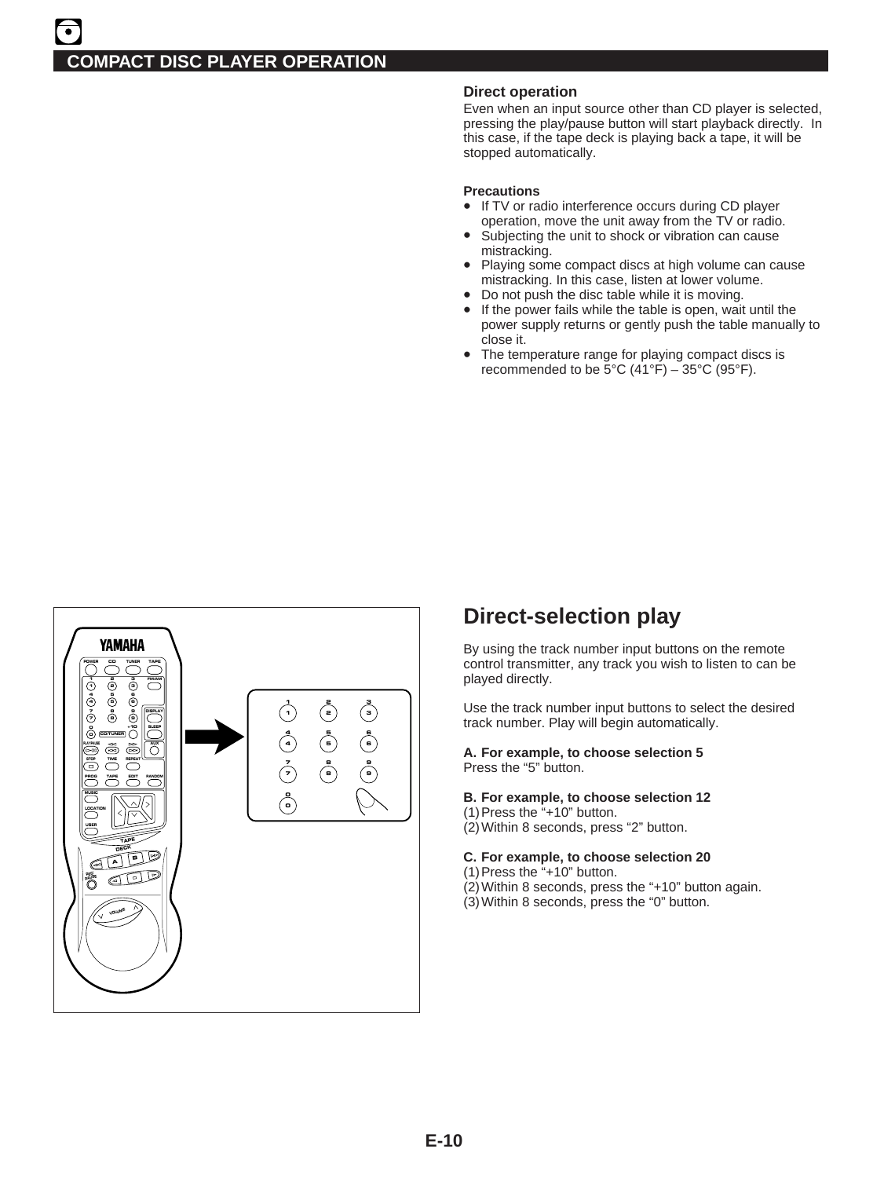# COMPACT DISC PLAYER OPERATION

### Direct operation

Even when an input source other than CD player is selected, pressing the play/pause button will start playback directly. In this case, if the tape deck is playing back a tape, it will be stopped automatically.

### Precautions

- If TV or radio interference occurs during CD player operation, move the unit away from the TV or radio.
- Subjecting the unit to shock or vibration can cause mistracking.
- Playing some compact discs at high volume can cause mistracking. In this case, listen at lower volume.
- Do not push the disc table while it is moving.
- If the power fails while the table is open, wait until the power supply returns or gently push the table manually to close it.
- The temperature range for playing compact discs is recommended to be 5°C (41°F) – 35°C (95°F).

## Direct-selection play

By using the track number input buttons on the remote control transmitter, any track you wish to listen to can be played directly.

Use the track number input buttons to select the desired track number. Play will begin automatically.

**A. For example, to choose selection 5**
Press the “5” button.

**B. For example, to choose selection 12**
(1) Press the “+10” button.
(2) Within 8 seconds, press “2” button.

**C. For example, to choose selection 20**
(1) Press the “+10” button.
(2) Within 8 seconds, press the “+10” button again.
(3) Within 8 seconds, press the “0” button.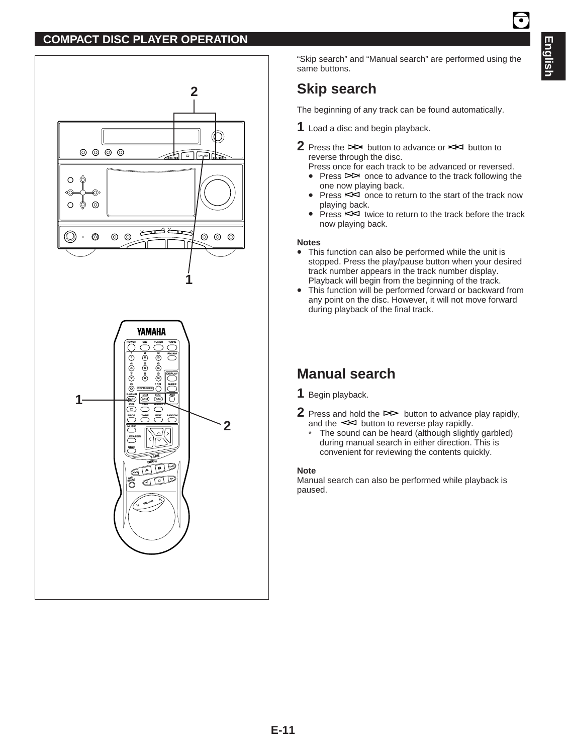## COMPACT DISC PLAYER OPERATION

"Skip search" and "Manual search" are performed using the same buttons.

## Skip search

The beginning of any track can be found automatically.

**1** Load a disc and begin playback.

**2** Press the ⊳⊳| button to advance or |⊲⊲ button to reverse through the disc.
Press once for each track to be advanced or reversed.

- Press ⊳⊳| once to advance to the track following the one now playing back.
- Press |⊲⊲ once to return to the start of the track now playing back.
- Press |⊲⊲ twice to return to the track before the track now playing back.

**Notes**

- This function can also be performed while the unit is stopped. Press the play/pause button when your desired track number appears in the track number display. Playback will begin from the beginning of the track.
- This function will be performed forward or backward from any point on the disc. However, it will not move forward during playback of the final track.

## Manual search

**1** Begin playback.

**2** Press and hold the ⊳⊳ button to advance play rapidly, and the ⊲⊲ button to reverse play rapidly.

\* The sound can be heard (although slightly garbled) during manual search in either direction. This is convenient for reviewing the contents quickly.

**Note**

Manual search can also be performed while playback is paused.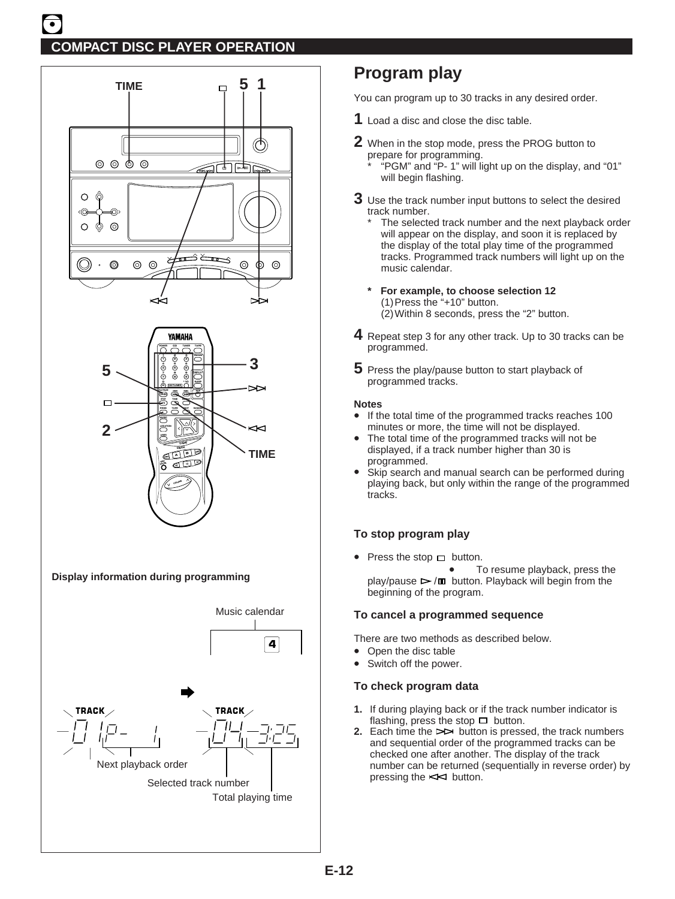## COMPACT DISC PLAYER OPERATION

**Display information during programming**

Music calendar

Next playback order

Selected track number

Total playing time

# Program play

You can program up to 30 tracks in any desired order.

**1** Load a disc and close the disc table.

**2** When in the stop mode, press the PROG button to prepare for programming.
- \* "PGM" and "P- 1" will light up on the display, and "01" will begin flashing.

**3** Use the track number input buttons to select the desired track number.
- \* The selected track number and the next playback order will appear on the display, and soon it is replaced by the display of the total play time of the programmed tracks. Programmed track numbers will light up on the music calendar.

**\* For example, to choose selection 12**
(1) Press the "+10" button.
(2) Within 8 seconds, press the "2" button.

**4** Repeat step 3 for any other track. Up to 30 tracks can be programmed.

**5** Press the play/pause button to start playback of programmed tracks.

**Notes**
- If the total time of the programmed tracks reaches 100 minutes or more, the time will not be displayed.
- The total time of the programmed tracks will not be displayed, if a track number higher than 30 is programmed.
- Skip search and manual search can be performed during playing back, but only within the range of the programmed tracks.

### To stop program play

- Press the stop ☐ button.
- To resume playback, press the play/pause ▷/❚❚ button. Playback will begin from the beginning of the program.

### To cancel a programmed sequence

There are two methods as described below.
- Open the disc table
- Switch off the power.

### To check program data

1. If during playing back or if the track number indicator is flashing, press the stop ☐ button.
2. Each time the ▷▷| button is pressed, the track numbers and sequential order of the programmed tracks can be checked one after another. The display of the track number can be returned (sequentially in reverse order) by pressing the |◁◁ button.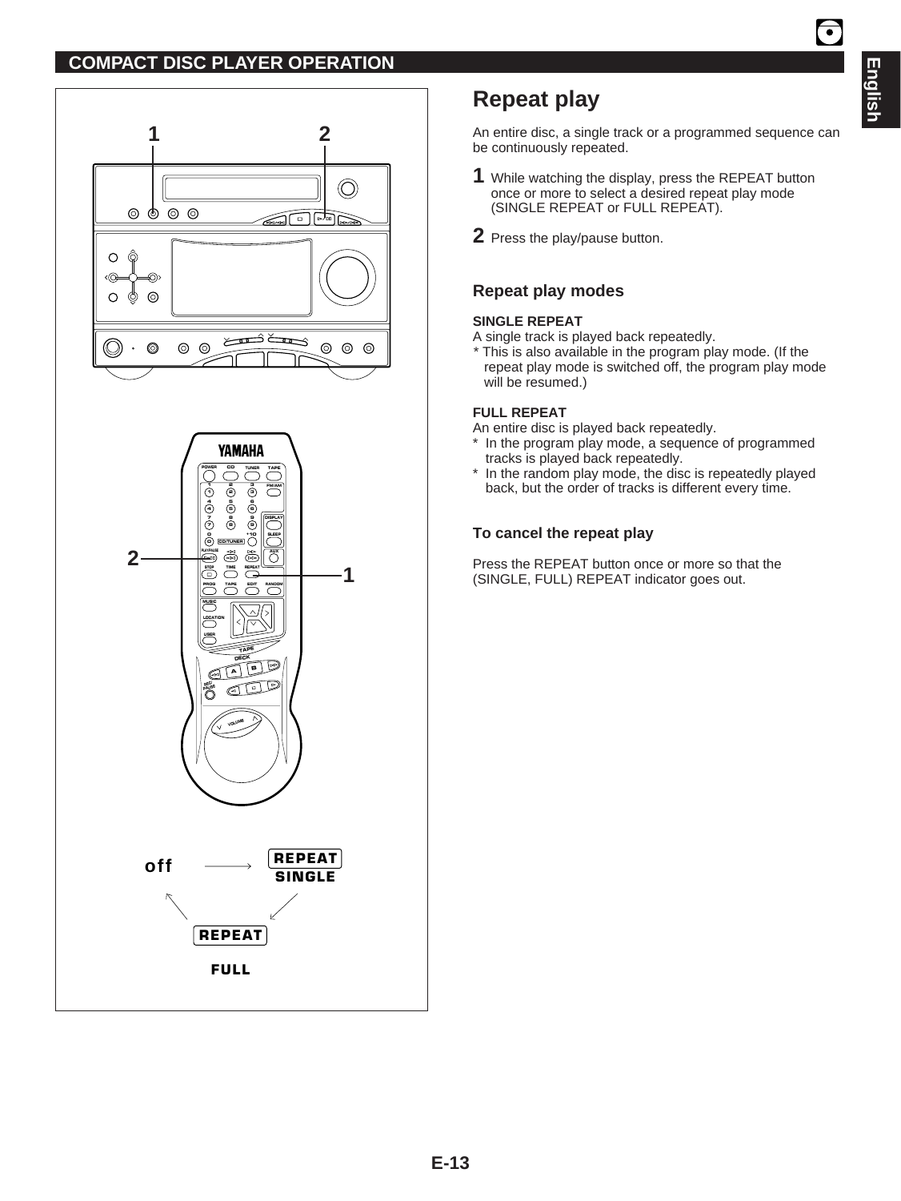## COMPACT DISC PLAYER OPERATION

# Repeat play

An entire disc, a single track or a programmed sequence can be continuously repeated.

**1** While watching the display, press the REPEAT button once or more to select a desired repeat play mode (SINGLE REPEAT or FULL REPEAT).

**2** Press the play/pause button.

### Repeat play modes

**SINGLE REPEAT**

A single track is played back repeatedly.

* This is also available in the program play mode. (If the repeat play mode is switched off, the program play mode will be resumed.)

**FULL REPEAT**

An entire disc is played back repeatedly.

* In the program play mode, a sequence of programmed tracks is played back repeatedly.
* In the random play mode, the disc is repeatedly played back, but the order of tracks is different every time.

### To cancel the repeat play

Press the REPEAT button once or more so that the (SINGLE, FULL) REPEAT indicator goes out.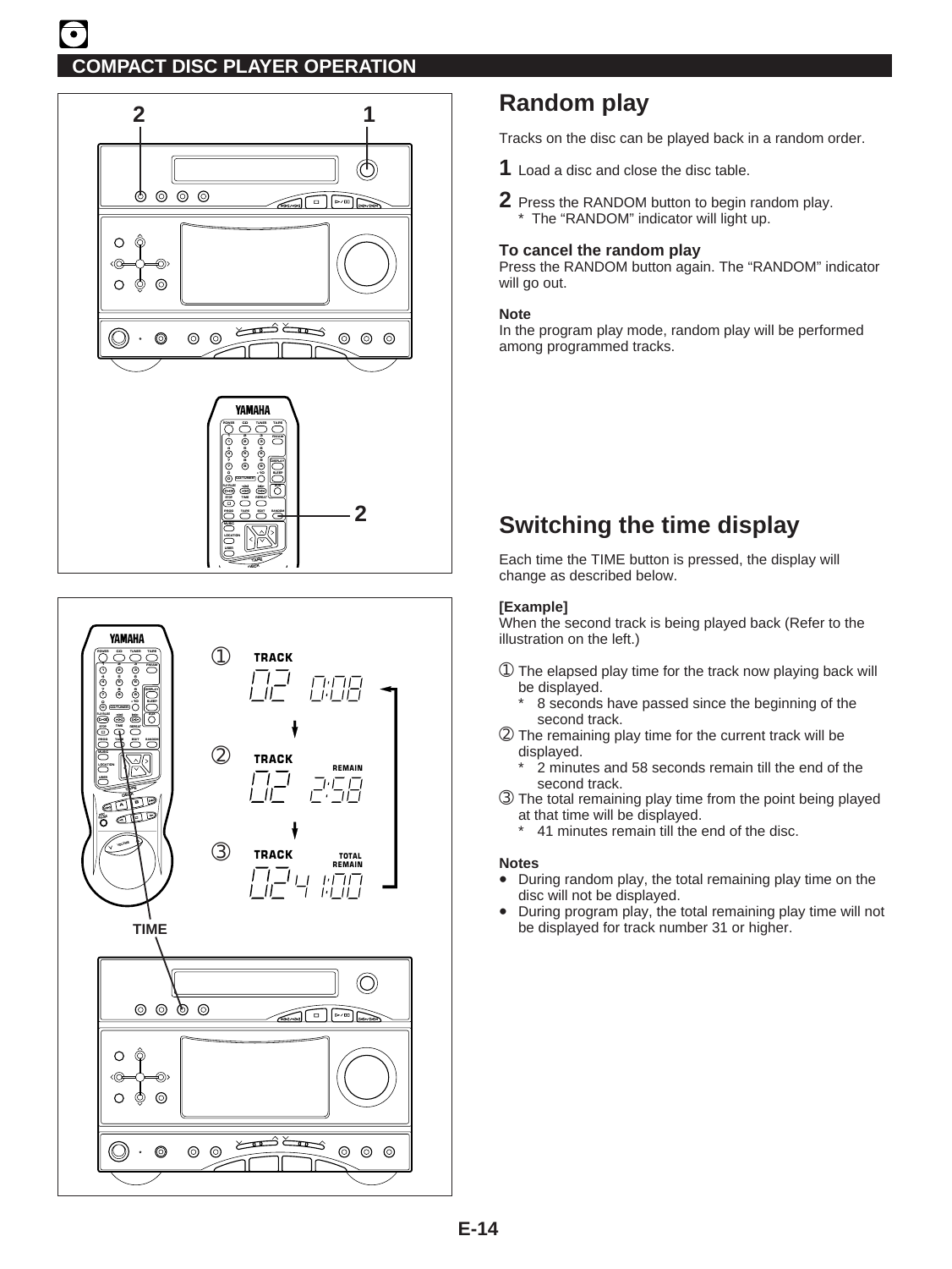## COMPACT DISC PLAYER OPERATION

# Random play

Tracks on the disc can be played back in a random order.

**1** Load a disc and close the disc table.

**2** Press the RANDOM button to begin random play.
* The “RANDOM” indicator will light up.

### To cancel the random play

Press the RANDOM button again. The “RANDOM” indicator will go out.

**Note**

In the program play mode, random play will be performed among programmed tracks.

# Switching the time display

Each time the TIME button is pressed, the display will change as described below.

**[Example]**

When the second track is being played back (Refer to the illustration on the left.)

① The elapsed play time for the track now playing back will be displayed.
* 8 seconds have passed since the beginning of the second track.

② The remaining play time for the current track will be displayed.
* 2 minutes and 58 seconds remain till the end of the second track.

③ The total remaining play time from the point being played at that time will be displayed.
* 41 minutes remain till the end of the disc.

**Notes**

- During random play, the total remaining play time on the disc will not be displayed.
- During program play, the total remaining play time will not be displayed for track number 31 or higher.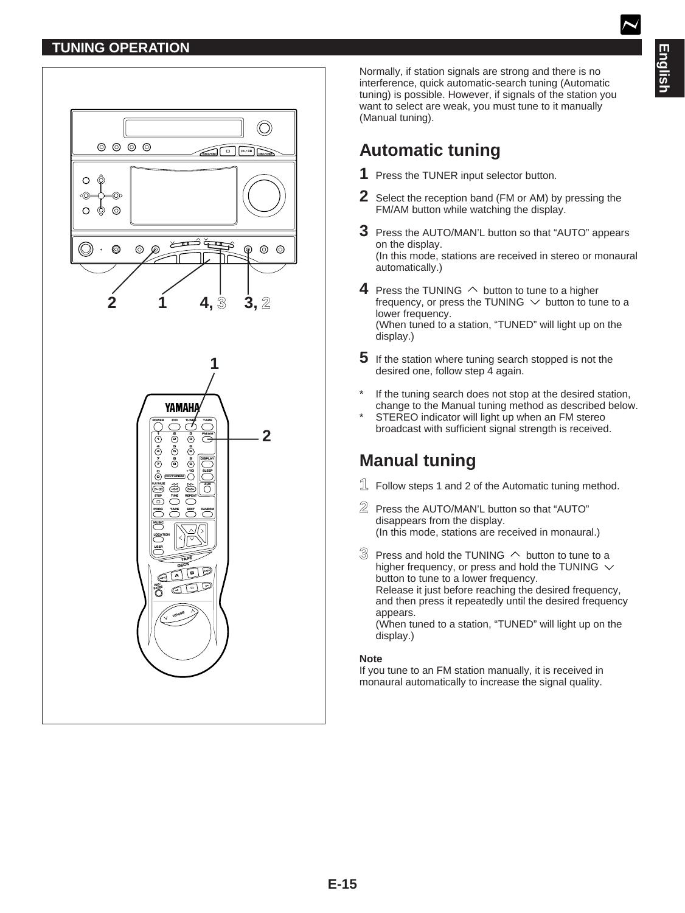## TUNING OPERATION

Normally, if station signals are strong and there is no interference, quick automatic-search tuning (Automatic tuning) is possible. However, if signals of the station you want to select are weak, you must tune to it manually (Manual tuning).

# Automatic tuning

**1** Press the TUNER input selector button.

**2** Select the reception band (FM or AM) by pressing the FM/AM button while watching the display.

**3** Press the AUTO/MAN'L button so that "AUTO" appears on the display.
(In this mode, stations are received in stereo or monaural automatically.)

**4** Press the TUNING ⌃ button to tune to a higher frequency, or press the TUNING ⌄ button to tune to a lower frequency.
(When tuned to a station, "TUNED" will light up on the display.)

**5** If the station where tuning search stopped is not the desired one, follow step 4 again.

* If the tuning search does not stop at the desired station, change to the Manual tuning method as described below.
* STEREO indicator will light up when an FM stereo broadcast with sufficient signal strength is received.

# Manual tuning

**1** Follow steps 1 and 2 of the Automatic tuning method.

**2** Press the AUTO/MAN'L button so that "AUTO" disappears from the display.
(In this mode, stations are received in monaural.)

**3** Press and hold the TUNING ⌃ button to tune to a higher frequency, or press and hold the TUNING ⌄ button to tune to a lower frequency.
Release it just before reaching the desired frequency, and then press it repeatedly until the desired frequency appears.
(When tuned to a station, "TUNED" will light up on the display.)

**Note**
If you tune to an FM station manually, it is received in monaural automatically to increase the signal quality.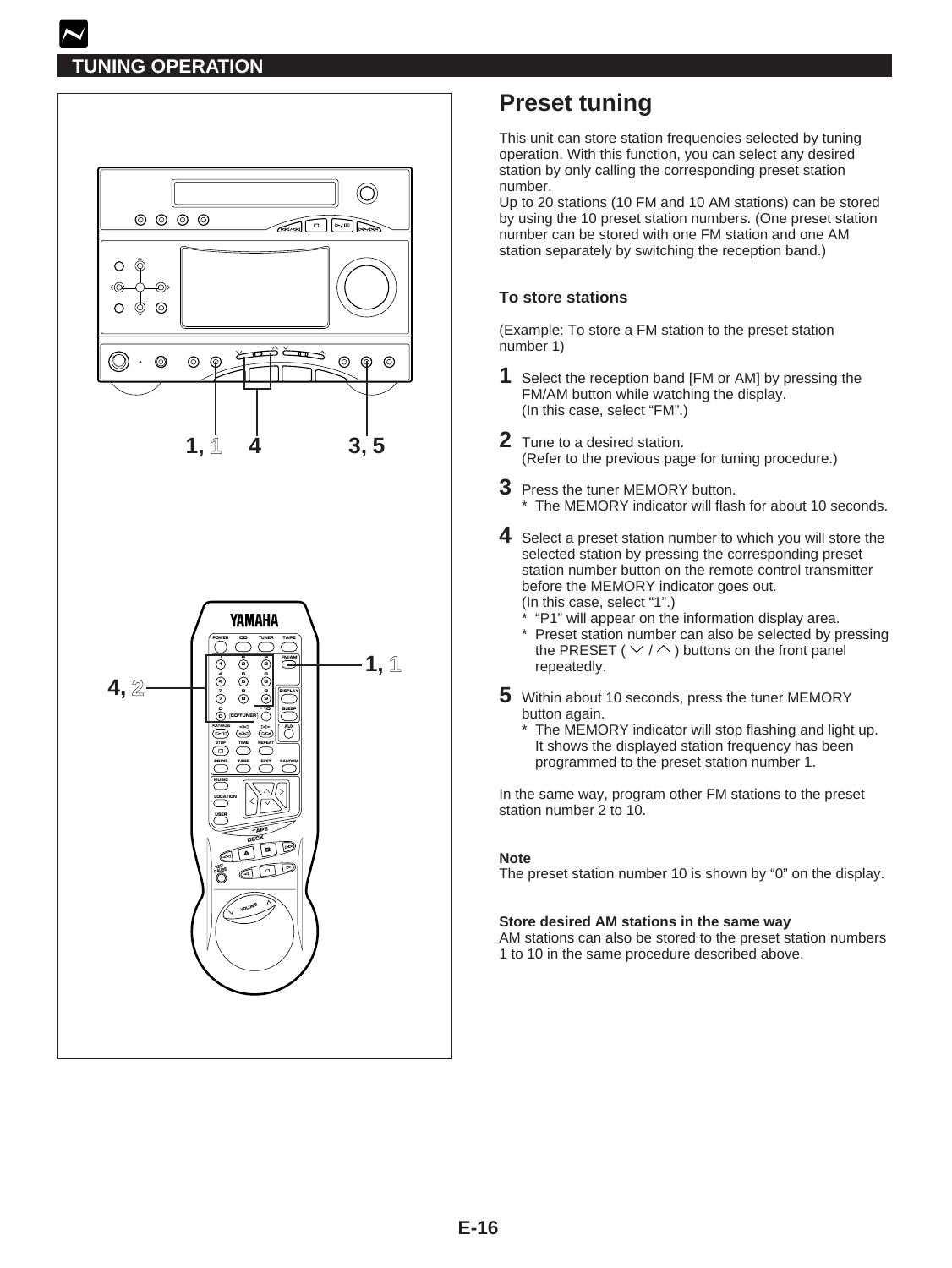## TUNING OPERATION

# Preset tuning

This unit can store station frequencies selected by tuning operation. With this function, you can select any desired station by only calling the corresponding preset station number.
Up to 20 stations (10 FM and 10 AM stations) can be stored by using the 10 preset station numbers. (One preset station number can be stored with one FM station and one AM station separately by switching the reception band.)

### To store stations

(Example: To store a FM station to the preset station number 1)

**1** Select the reception band [FM or AM] by pressing the FM/AM button while watching the display.
(In this case, select “FM”.)

**2** Tune to a desired station.
(Refer to the previous page for tuning procedure.)

**3** Press the tuner MEMORY button.
* The MEMORY indicator will flash for about 10 seconds.

**4** Select a preset station number to which you will store the selected station by pressing the corresponding preset station number button on the remote control transmitter before the MEMORY indicator goes out.
(In this case, select “1”.)
* “P1” will appear on the information display area.
* Preset station number can also be selected by pressing the PRESET ( ∨ / ∧ ) buttons on the front panel repeatedly.

**5** Within about 10 seconds, press the tuner MEMORY button again.
* The MEMORY indicator will stop flashing and light up. It shows the displayed station frequency has been programmed to the preset station number 1.

In the same way, program other FM stations to the preset station number 2 to 10.

**Note**
The preset station number 10 is shown by “0” on the display.

**Store desired AM stations in the same way**
AM stations can also be stored to the preset station numbers 1 to 10 in the same procedure described above.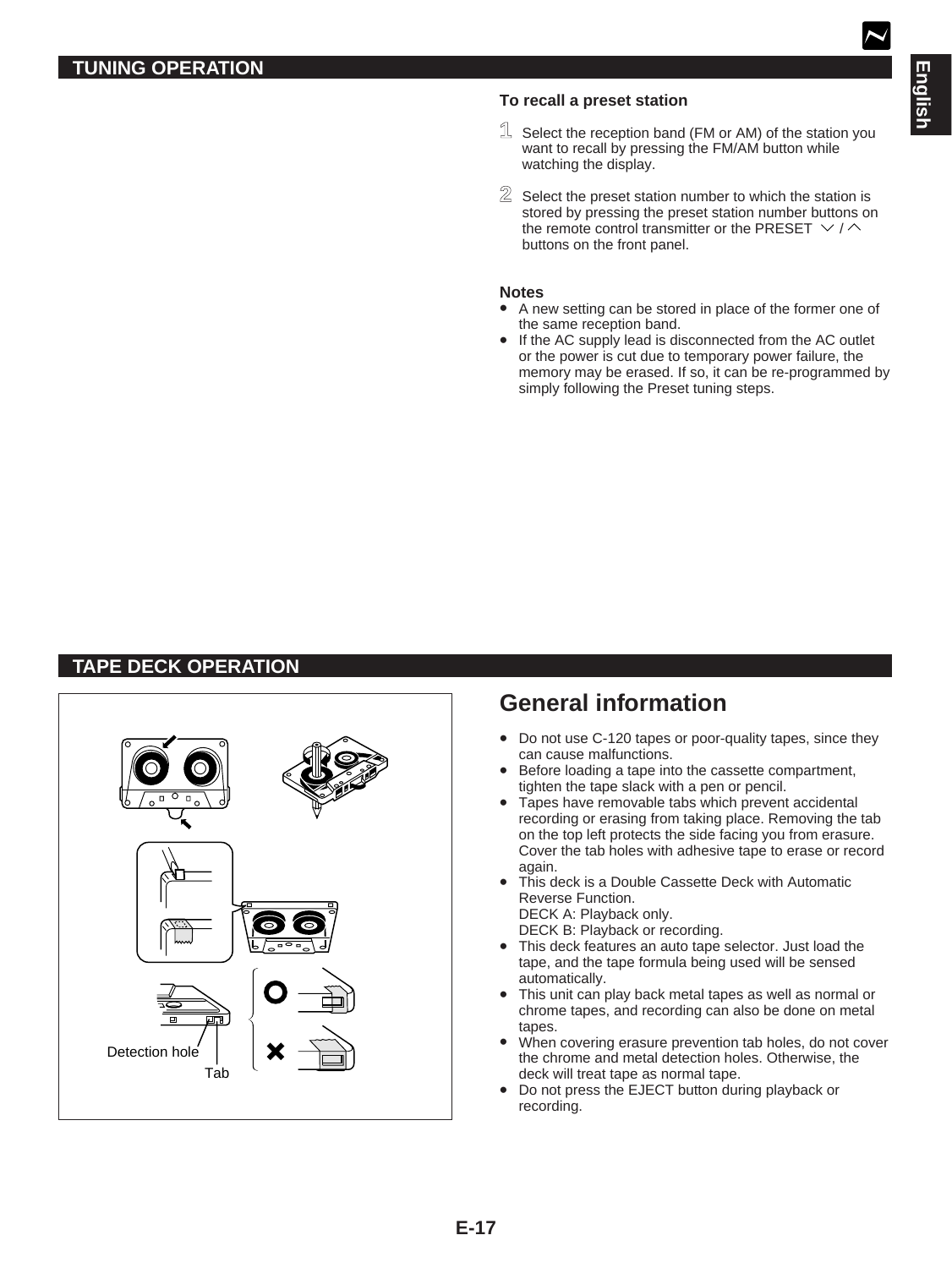## TUNING OPERATION

**To recall a preset station**

1. Select the reception band (FM or AM) of the station you want to recall by pressing the FM/AM button while watching the display.

2. Select the preset station number to which the station is stored by pressing the preset station number buttons on the remote control transmitter or the PRESET ∨ / ∧ buttons on the front panel.

**Notes**

- A new setting can be stored in place of the former one of the same reception band.
- If the AC supply lead is disconnected from the AC outlet or the power is cut due to temporary power failure, the memory may be erased. If so, it can be re-programmed by simply following the Preset tuning steps.

## TAPE DECK OPERATION

Detection hole

Tab

# General information

- Do not use C-120 tapes or poor-quality tapes, since they can cause malfunctions.
- Before loading a tape into the cassette compartment, tighten the tape slack with a pen or pencil.
- Tapes have removable tabs which prevent accidental recording or erasing from taking place. Removing the tab on the top left protects the side facing you from erasure. Cover the tab holes with adhesive tape to erase or record again.
- This deck is a Double Cassette Deck with Automatic Reverse Function.
  DECK A: Playback only.
  DECK B: Playback or recording.
- This deck features an auto tape selector. Just load the tape, and the tape formula being used will be sensed automatically.
- This unit can play back metal tapes as well as normal or chrome tapes, and recording can also be done on metal tapes.
- When covering erasure prevention tab holes, do not cover the chrome and metal detection holes. Otherwise, the deck will treat tape as normal tape.
- Do not press the EJECT button during playback or recording.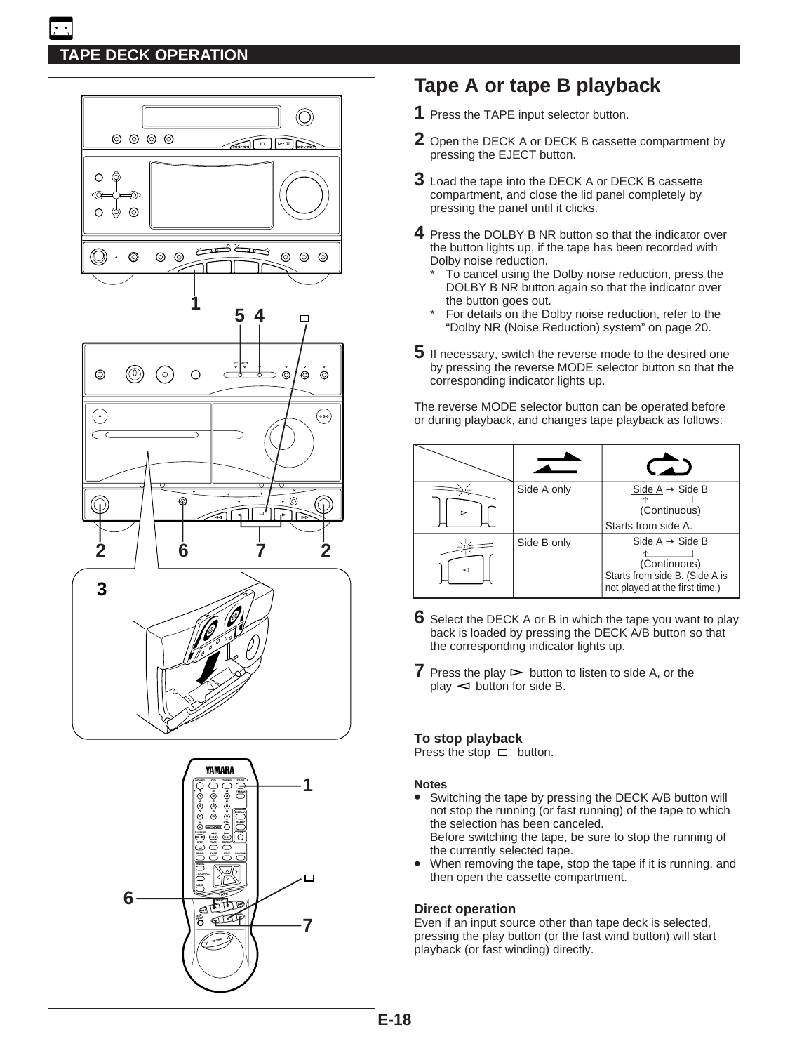## TAPE DECK OPERATION

# Tape A or tape B playback

**1** Press the TAPE input selector button.

**2** Open the DECK A or DECK B cassette compartment by pressing the EJECT button.

**3** Load the tape into the DECK A or DECK B cassette compartment, and close the lid panel completely by pressing the panel until it clicks.

**4** Press the DOLBY B NR button so that the indicator over the button lights up, if the tape has been recorded with Dolby noise reduction.

- * To cancel using the Dolby noise reduction, press the DOLBY B NR button again so that the indicator over the button goes out.
- * For details on the Dolby noise reduction, refer to the "Dolby NR (Noise Reduction) system" on page 20.

**5** If necessary, switch the reverse mode to the desired one by pressing the reverse MODE selector button so that the corresponding indicator lights up.

The reverse MODE selector button can be operated before or during playback, and changes tape playback as follows:

| | ⇄ | ↻ |
|---|---|---|
| ▻ | Side A only | Side A → Side B (Continuous) Starts from side A. |
| ◅ | Side B only | Side A → Side B (Continuous) Starts from side B. (Side A is not played at the first time.) |

**6** Select the DECK A or B in which the tape you want to play back is loaded by pressing the DECK A/B button so that the corresponding indicator lights up.

**7** Press the play ▻ button to listen to side A, or the play ◅ button for side B.

### To stop playback

Press the stop ▭ button.

### Notes

- Switching the tape by pressing the DECK A/B button will not stop the running (or fast running) of the tape to which the selection has been canceled.
  Before switching the tape, be sure to stop the running of the currently selected tape.
- When removing the tape, stop the tape if it is running, and then open the cassette compartment.

### Direct operation

Even if an input source other than tape deck is selected, pressing the play button (or the fast wind button) will start playback (or fast winding) directly.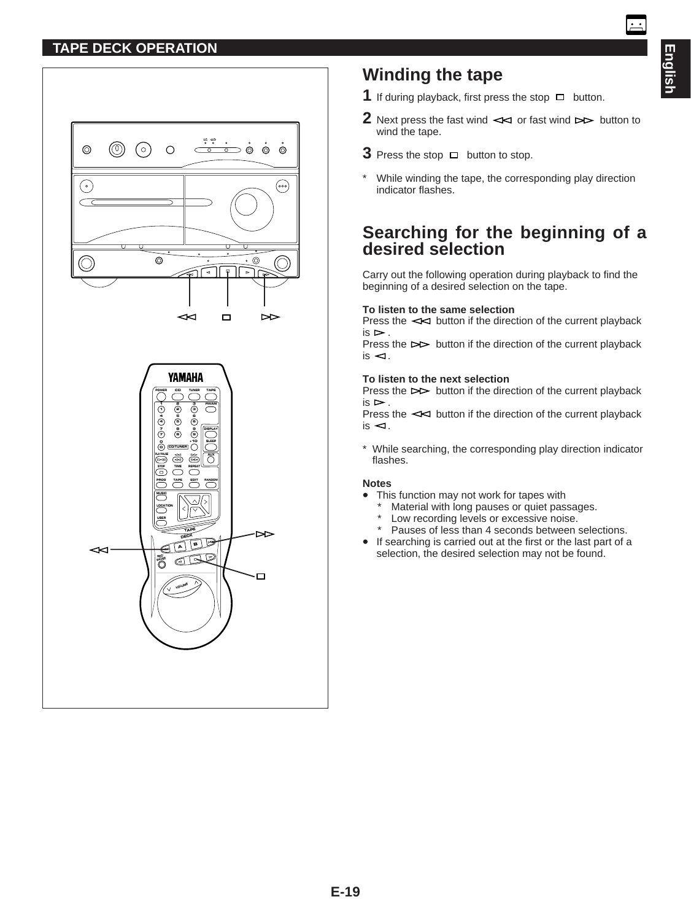## TAPE DECK OPERATION

# Winding the tape

**1** If during playback, first press the stop □ button.

**2** Next press the fast wind ◁◁ or fast wind ▷▷ button to wind the tape.

**3** Press the stop □ button to stop.

* While winding the tape, the corresponding play direction indicator flashes.

# Searching for the beginning of a desired selection

Carry out the following operation during playback to find the beginning of a desired selection on the tape.

**To listen to the same selection**
Press the ◁◁ button if the direction of the current playback is ▷.
Press the ▷▷ button if the direction of the current playback is ◁.

**To listen to the next selection**
Press the ▷▷ button if the direction of the current playback is ▷.
Press the ◁◁ button if the direction of the current playback is ◁.

* While searching, the corresponding play direction indicator flashes.

**Notes**

- This function may not work for tapes with
  - * Material with long pauses or quiet passages.
  - * Low recording levels or excessive noise.
  - * Pauses of less than 4 seconds between selections.
- If searching is carried out at the first or the last part of a selection, the desired selection may not be found.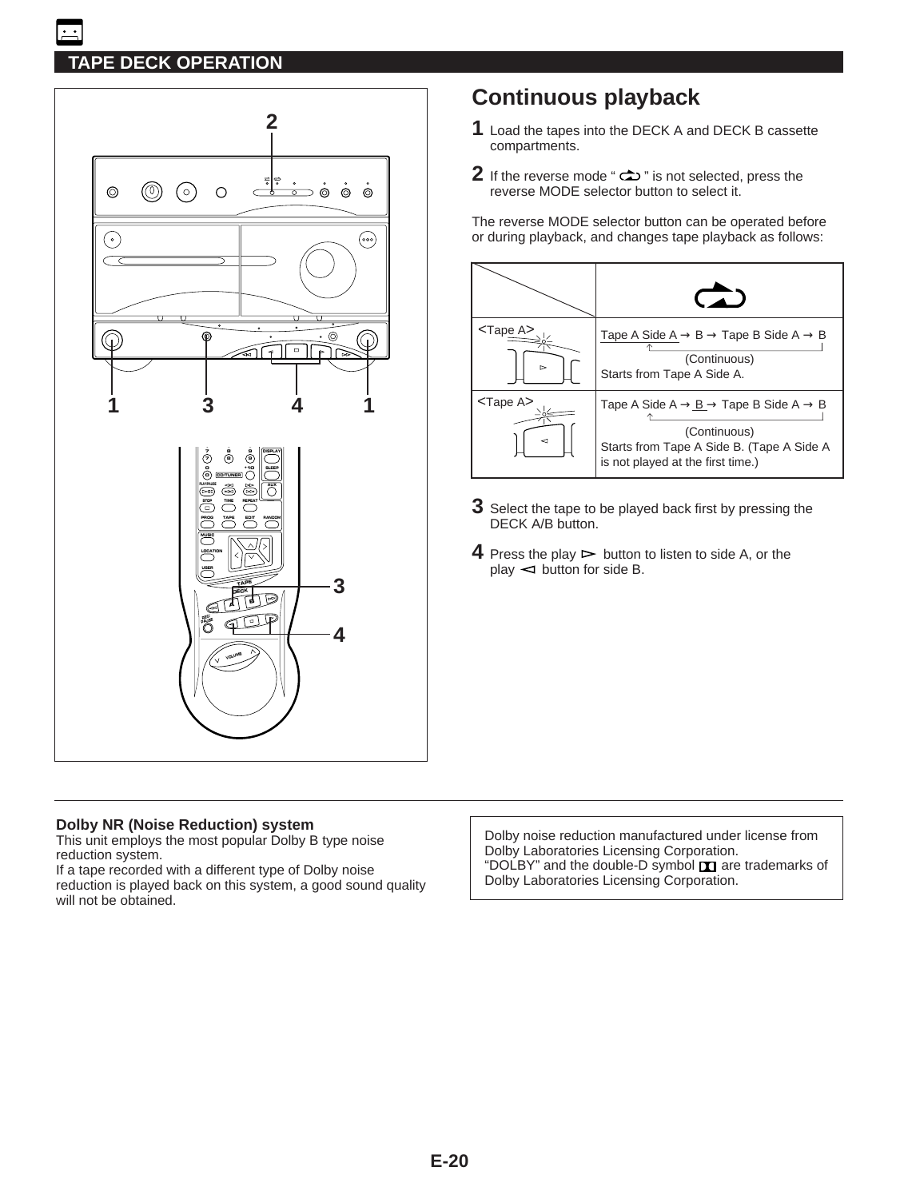## TAPE DECK OPERATION

# Continuous playback

**1** Load the tapes into the DECK A and DECK B cassette compartments.

**2** If the reverse mode " ⮎ " is not selected, press the reverse MODE selector button to select it.

The reverse MODE selector button can be operated before or during playback, and changes tape playback as follows:

| | ⮎ |
|---|---|
| <Tape A> ▻ | Tape A Side A → B → Tape B Side A → B (Continuous) Starts from Tape A Side A. |
| <Tape A> ◅ | Tape A Side A → B → Tape B Side A → B (Continuous) Starts from Tape A Side B. (Tape A Side A is not played at the first time.) |

**3** Select the tape to be played back first by pressing the DECK A/B button.

**4** Press the play ▻ button to listen to side A, or the play ◅ button for side B.

**Dolby NR (Noise Reduction) system**
This unit employs the most popular Dolby B type noise reduction system.
If a tape recorded with a different type of Dolby noise reduction is played back on this system, a good sound quality will not be obtained.

Dolby noise reduction manufactured under license from Dolby Laboratories Licensing Corporation.
"DOLBY" and the double-D symbol ▯▯ are trademarks of Dolby Laboratories Licensing Corporation.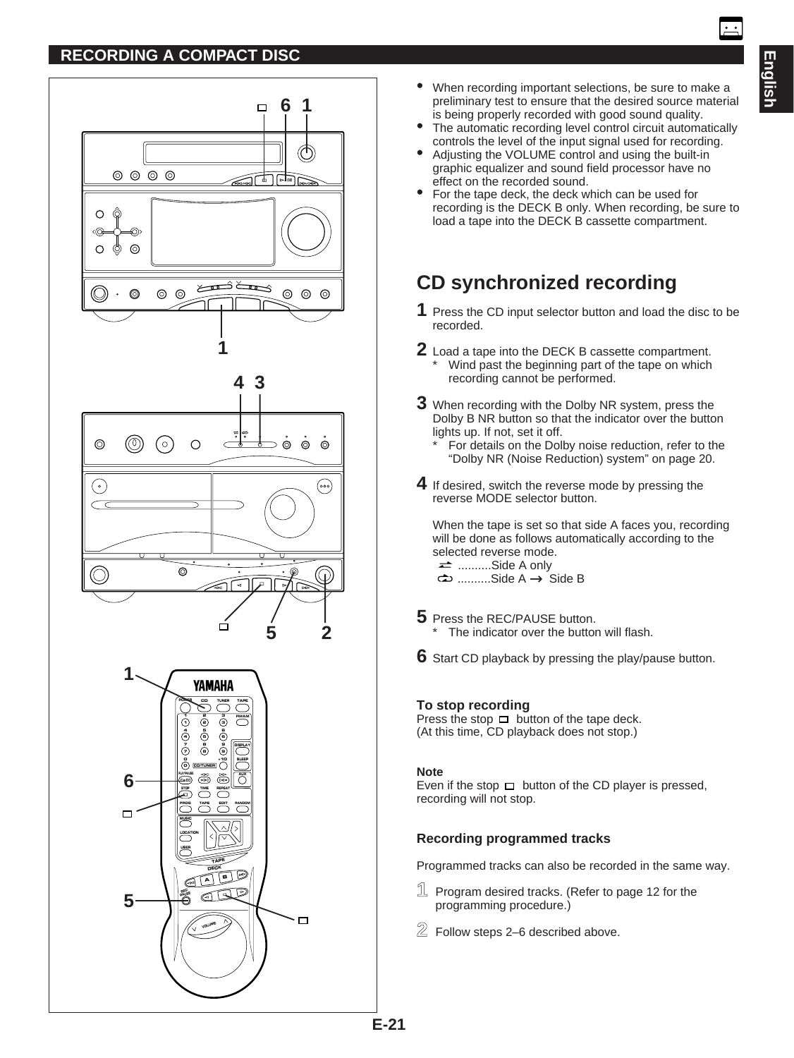## RECORDING A COMPACT DISC

- When recording important selections, be sure to make a preliminary test to ensure that the desired source material is being properly recorded with good sound quality.
- The automatic recording level control circuit automatically controls the level of the input signal used for recording.
- Adjusting the VOLUME control and using the built-in graphic equalizer and sound field processor have no effect on the recorded sound.
- For the tape deck, the deck which can be used for recording is the DECK B only. When recording, be sure to load a tape into the DECK B cassette compartment.

# CD synchronized recording

**1** Press the CD input selector button and load the disc to be recorded.

**2** Load a tape into the DECK B cassette compartment.
\* Wind past the beginning part of the tape on which recording cannot be performed.

**3** When recording with the Dolby NR system, press the Dolby B NR button so that the indicator over the button lights up. If not, set it off.
\* For details on the Dolby noise reduction, refer to the "Dolby NR (Noise Reduction) system" on page 20.

**4** If desired, switch the reverse mode by pressing the reverse MODE selector button.

When the tape is set so that side A faces you, recording will be done as follows automatically according to the selected reverse mode.
⇄ ..........Side A only
↻ ..........Side A → Side B

**5** Press the REC/PAUSE button.
\* The indicator over the button will flash.

**6** Start CD playback by pressing the play/pause button.

### To stop recording

Press the stop □ button of the tape deck.
(At this time, CD playback does not stop.)

#### Note

Even if the stop □ button of the CD player is pressed, recording will not stop.

### Recording programmed tracks

Programmed tracks can also be recorded in the same way.

1. Program desired tracks. (Refer to page 12 for the programming procedure.)
2. Follow steps 2–6 described above.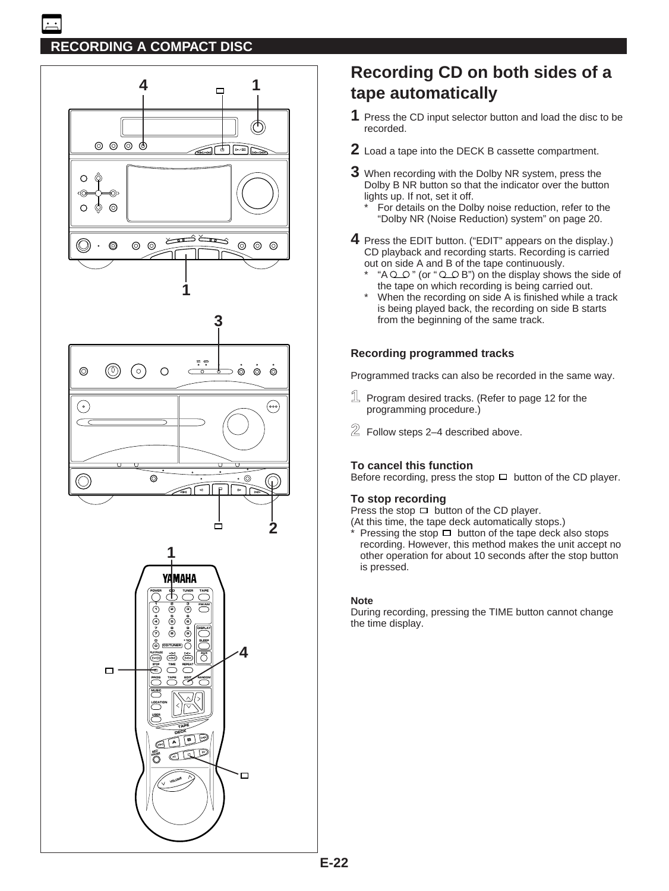## RECORDING A COMPACT DISC

# Recording CD on both sides of a tape automatically

**1** Press the CD input selector button and load the disc to be recorded.

**2** Load a tape into the DECK B cassette compartment.

**3** When recording with the Dolby NR system, press the Dolby B NR button so that the indicator over the button lights up. If not, set it off.

* For details on the Dolby noise reduction, refer to the “Dolby NR (Noise Reduction) system” on page 20.

**4** Press the EDIT button. (“EDIT” appears on the display.) CD playback and recording starts. Recording is carried out on side A and B of the tape continuously.

* “A ◯◯ ” (or “ ◯◯ B”) on the display shows the side of the tape on which recording is being carried out.
* When the recording on side A is finished while a track is being played back, the recording on side B starts from the beginning of the same track.

### Recording programmed tracks

Programmed tracks can also be recorded in the same way.

1 Program desired tracks. (Refer to page 12 for the programming procedure.)

2 Follow steps 2–4 described above.

### To cancel this function

Before recording, press the stop □ button of the CD player.

### To stop recording

Press the stop □ button of the CD player.
(At this time, the tape deck automatically stops.)

* Pressing the stop □ button of the tape deck also stops recording. However, this method makes the unit accept no other operation for about 10 seconds after the stop button is pressed.

**Note**

During recording, pressing the TIME button cannot change the time display.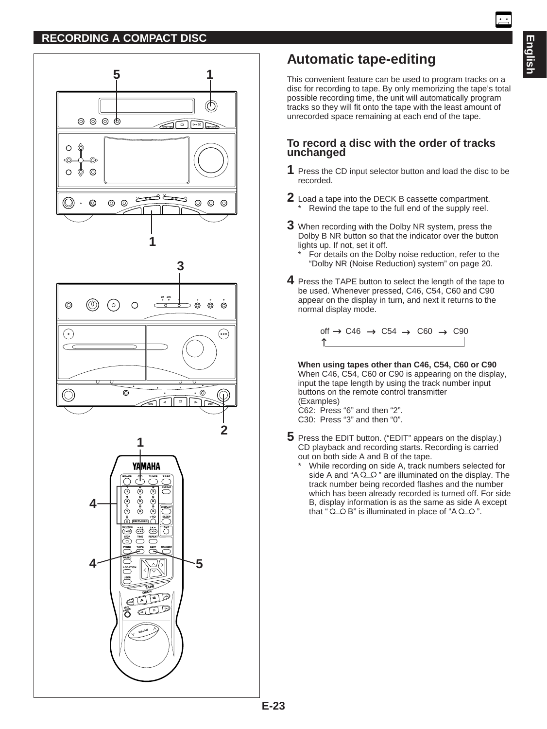## RECORDING A COMPACT DISC

# Automatic tape-editing

This convenient feature can be used to program tracks on a disc for recording to tape. By only memorizing the tape's total possible recording time, the unit will automatically program tracks so they will fit onto the tape with the least amount of unrecorded space remaining at each end of the tape.

### To record a disc with the order of tracks unchanged

**1** Press the CD input selector button and load the disc to be recorded.

**2** Load a tape into the DECK B cassette compartment.
   * Rewind the tape to the full end of the supply reel.

**3** When recording with the Dolby NR system, press the Dolby B NR button so that the indicator over the button lights up. If not, set it off.
   * For details on the Dolby noise reduction, refer to the "Dolby NR (Noise Reduction) system" on page 20.

**4** Press the TAPE button to select the length of the tape to be used. Whenever pressed, C46, C54, C60 and C90 appear on the display in turn, and next it returns to the normal display mode.

off → C46 → C54 → C60 → C90 (→ back to off)

**When using tapes other than C46, C54, C60 or C90**
When C46, C54, C60 or C90 is appearing on the display, input the tape length by using the track number input buttons on the remote control transmitter
(Examples)
C62: Press "6" and then "2".
C30: Press "3" and then "0".

**5** Press the EDIT button. ("EDIT" appears on the display.) CD playback and recording starts. Recording is carried out on both side A and B of the tape.
   * While recording on side A, track numbers selected for side A and "A ◯◯ " are illuminated on the display. The track number being recorded flashes and the number which has been already recorded is turned off. For side B, display information is as the same as side A except that " ◯◯ B" is illuminated in place of "A ◯◯ ".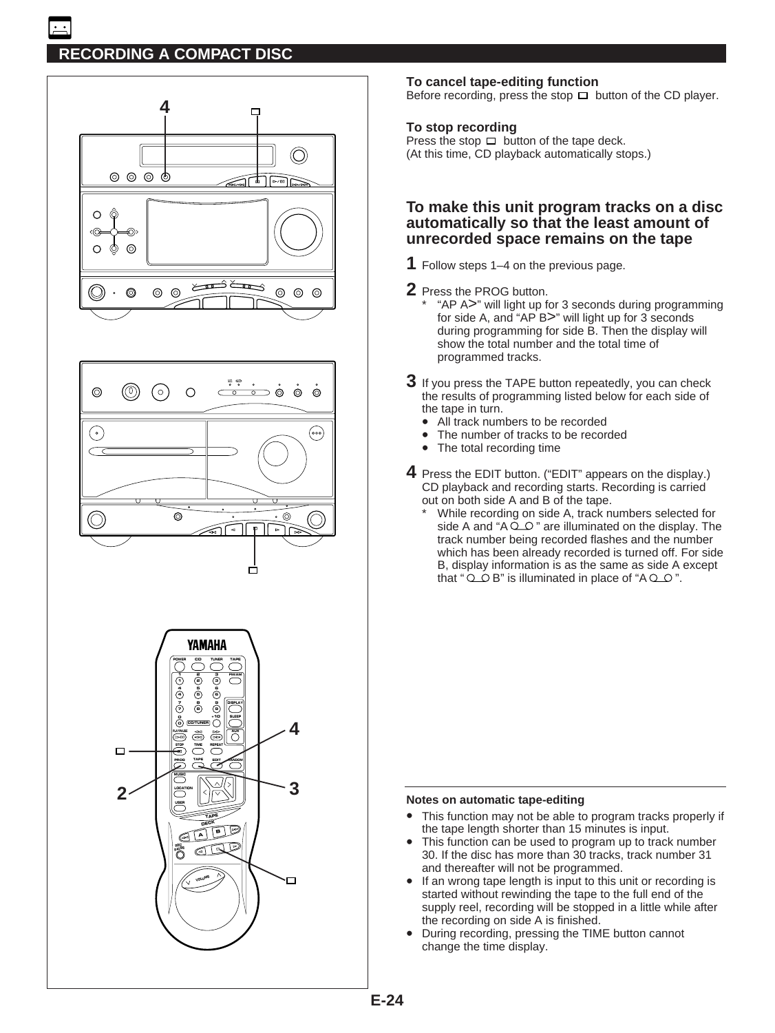## RECORDING A COMPACT DISC

**To cancel tape-editing function**
Before recording, press the stop ▢ button of the CD player.

**To stop recording**
Press the stop ▢ button of the tape deck.
(At this time, CD playback automatically stops.)

### To make this unit program tracks on a disc automatically so that the least amount of unrecorded space remains on the tape

**1** Follow steps 1–4 on the previous page.

**2** Press the PROG button.

\* "AP A>" will light up for 3 seconds during programming for side A, and "AP B>" will light up for 3 seconds during programming for side B. Then the display will show the total number and the total time of programmed tracks.

**3** If you press the TAPE button repeatedly, you can check the results of programming listed below for each side of the tape in turn.

- All track numbers to be recorded
- The number of tracks to be recorded
- The total recording time

**4** Press the EDIT button. ("EDIT" appears on the display.) CD playback and recording starts. Recording is carried out on both side A and B of the tape.

\* While recording on side A, track numbers selected for side A and "A ○_○ " are illuminated on the display. The track number being recorded flashes and the number which has been already recorded is turned off. For side B, display information is as the same as side A except that " ○_○ B" is illuminated in place of "A ○_○ ".

**Notes on automatic tape-editing**

- This function may not be able to program tracks properly if the tape length shorter than 15 minutes is input.
- This function can be used to program up to track number 30. If the disc has more than 30 tracks, track number 31 and thereafter will not be programmed.
- If an wrong tape length is input to this unit or recording is started without rewinding the tape to the full end of the supply reel, recording will be stopped in a little while after the recording on side A is finished.
- During recording, pressing the TIME button cannot change the time display.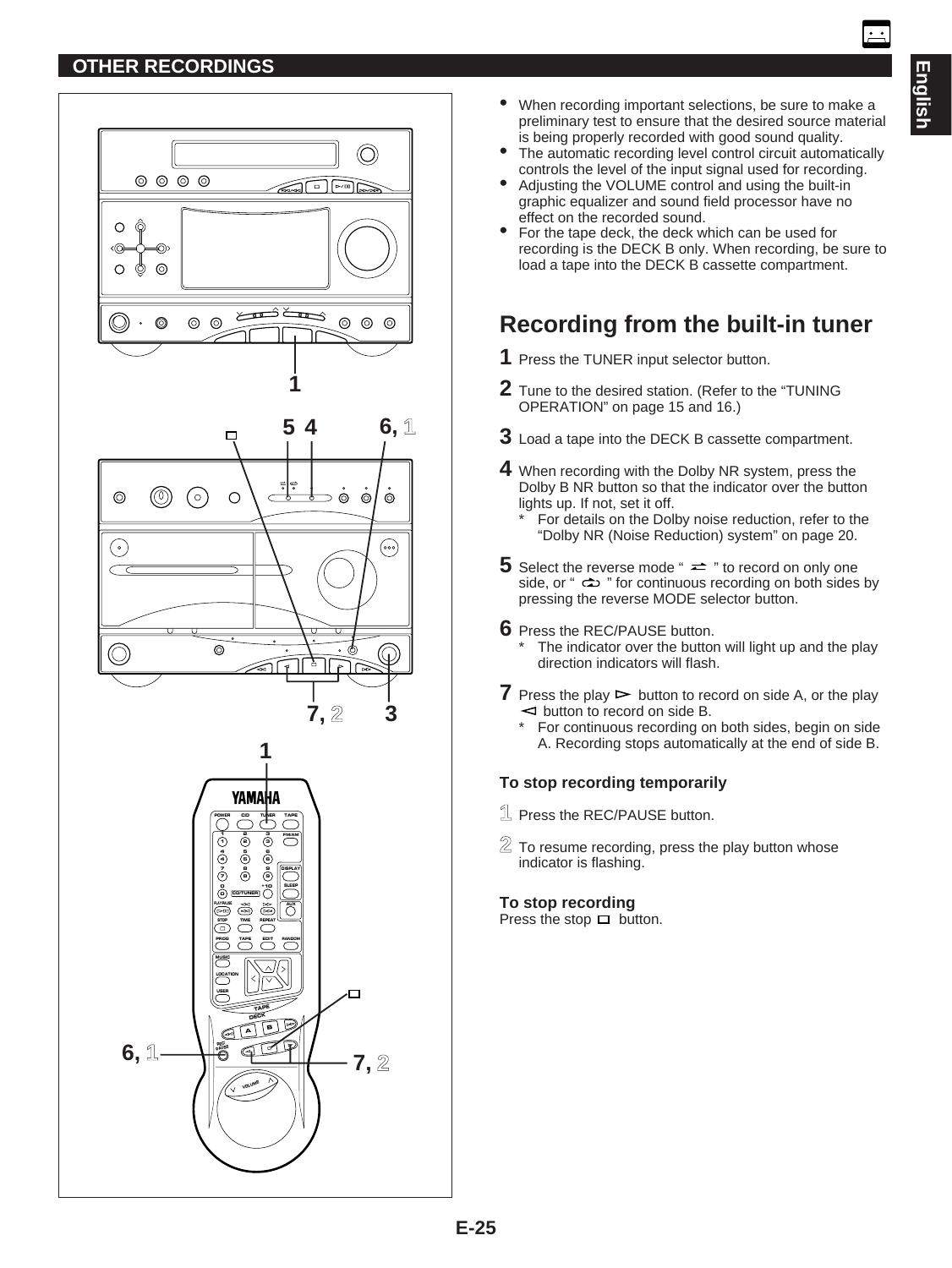## OTHER RECORDINGS

- When recording important selections, be sure to make a preliminary test to ensure that the desired source material is being properly recorded with good sound quality.
- The automatic recording level control circuit automatically controls the level of the input signal used for recording.
- Adjusting the VOLUME control and using the built-in graphic equalizer and sound field processor have no effect on the recorded sound.
- For the tape deck, the deck which can be used for recording is the DECK B only. When recording, be sure to load a tape into the DECK B cassette compartment.

# Recording from the built-in tuner

**1** Press the TUNER input selector button.

**2** Tune to the desired station. (Refer to the “TUNING OPERATION” on page 15 and 16.)

**3** Load a tape into the DECK B cassette compartment.

**4** When recording with the Dolby NR system, press the Dolby B NR button so that the indicator over the button lights up. If not, set it off.
\* For details on the Dolby noise reduction, refer to the “Dolby NR (Noise Reduction) system” on page 20.

**5** Select the reverse mode “ ⇄ ” to record on only one side, or “ ⟲ ” for continuous recording on both sides by pressing the reverse MODE selector button.

**6** Press the REC/PAUSE button.
\* The indicator over the button will light up and the play direction indicators will flash.

**7** Press the play ▷ button to record on side A, or the play ◁ button to record on side B.
\* For continuous recording on both sides, begin on side A. Recording stops automatically at the end of side B.

### To stop recording temporarily

**1** Press the REC/PAUSE button.

**2** To resume recording, press the play button whose indicator is flashing.

### To stop recording

Press the stop □ button.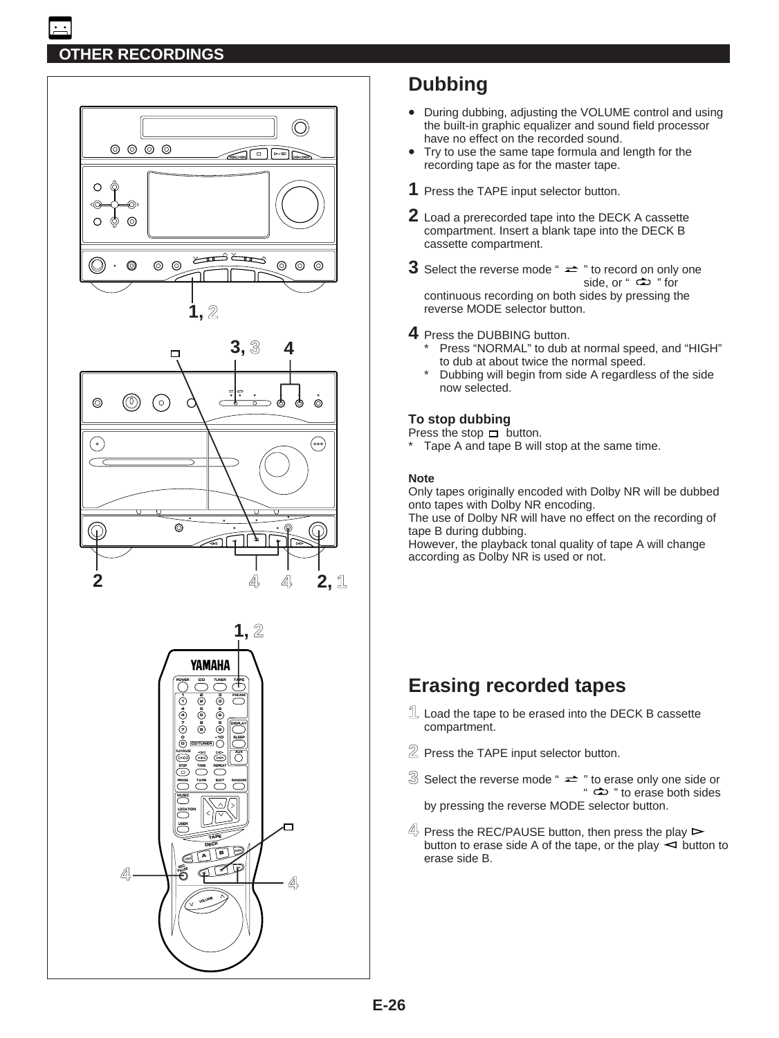## OTHER RECORDINGS

## Dubbing

- During dubbing, adjusting the VOLUME control and using the built-in graphic equalizer and sound field processor have no effect on the recorded sound.
- Try to use the same tape formula and length for the recording tape as for the master tape.

**1** Press the TAPE input selector button.

**2** Load a prerecorded tape into the DECK A cassette compartment. Insert a blank tape into the DECK B cassette compartment.

**3** Select the reverse mode " ⇄ " to record on only one side, or " ⟲ " for continuous recording on both sides by pressing the reverse MODE selector button.

**4** Press the DUBBING button.
 * Press "NORMAL" to dub at normal speed, and "HIGH" to dub at about twice the normal speed.
 * Dubbing will begin from side A regardless of the side now selected.

### To stop dubbing

Press the stop □ button.
* Tape A and tape B will stop at the same time.

#### Note

Only tapes originally encoded with Dolby NR will be dubbed onto tapes with Dolby NR encoding.
The use of Dolby NR will have no effect on the recording of tape B during dubbing.
However, the playback tonal quality of tape A will change according as Dolby NR is used or not.

## Erasing recorded tapes

**1** Load the tape to be erased into the DECK B cassette compartment.

**2** Press the TAPE input selector button.

**3** Select the reverse mode " ⇄ " to erase only one side or " ⟲ " to erase both sides by pressing the reverse MODE selector button.

**4** Press the REC/PAUSE button, then press the play ▷ button to erase side A of the tape, or the play ◁ button to erase side B.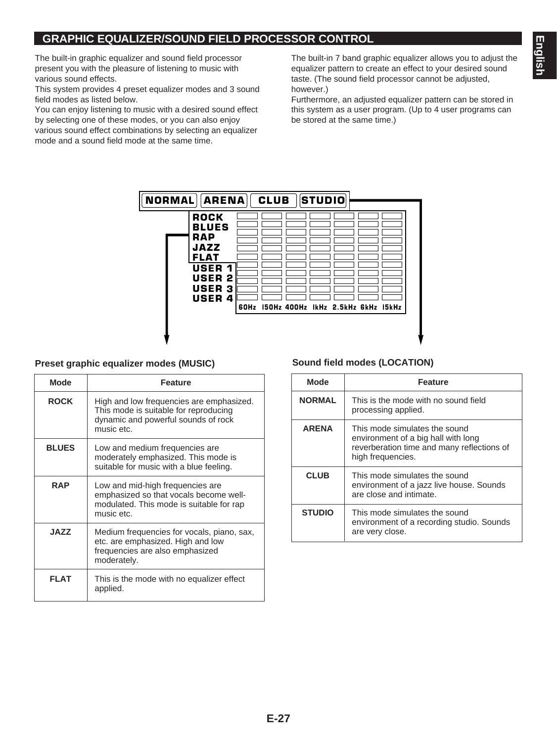## GRAPHIC EQUALIZER/SOUND FIELD PROCESSOR CONTROL

The built-in graphic equalizer and sound field processor present you with the pleasure of listening to music with various sound effects.

This system provides 4 preset equalizer modes and 3 sound field modes as listed below.

You can enjoy listening to music with a desired sound effect by selecting one of these modes, or you can also enjoy various sound effect combinations by selecting an equalizer mode and a sound field mode at the same time.

The built-in 7 band graphic equalizer allows you to adjust the equalizer pattern to create an effect to your desired sound taste. (The sound field processor cannot be adjusted, however.)

Furthermore, an adjusted equalizer pattern can be stored in this system as a user program. (Up to 4 user programs can be stored at the same time.)

NORMAL ARENA CLUB STUDIO

ROCK
BLUES
RAP
JAZZ
FLAT
USER 1
USER 2
USER 3
USER 4

60Hz 150Hz 400Hz 1kHz 2.5kHz 6kHz 15kHz

### Preset graphic equalizer modes (MUSIC)

| Mode | Feature |
|---|---|
| **ROCK** | High and low frequencies are emphasized. This mode is suitable for reproducing dynamic and powerful sounds of rock music etc. |
| **BLUES** | Low and medium frequencies are moderately emphasized. This mode is suitable for music with a blue feeling. |
| **RAP** | Low and mid-high frequencies are emphasized so that vocals become well-modulated. This mode is suitable for rap music etc. |
| **JAZZ** | Medium frequencies for vocals, piano, sax, etc. are emphasized. High and low frequencies are also emphasized moderately. |
| **FLAT** | This is the mode with no equalizer effect applied. |

### Sound field modes (LOCATION)

| Mode | Feature |
|---|---|
| **NORMAL** | This is the mode with no sound field processing applied. |
| **ARENA** | This mode simulates the sound environment of a big hall with long reverberation time and many reflections of high frequencies. |
| **CLUB** | This mode simulates the sound environment of a jazz live house. Sounds are close and intimate. |
| **STUDIO** | This mode simulates the sound environment of a recording studio. Sounds are very close. |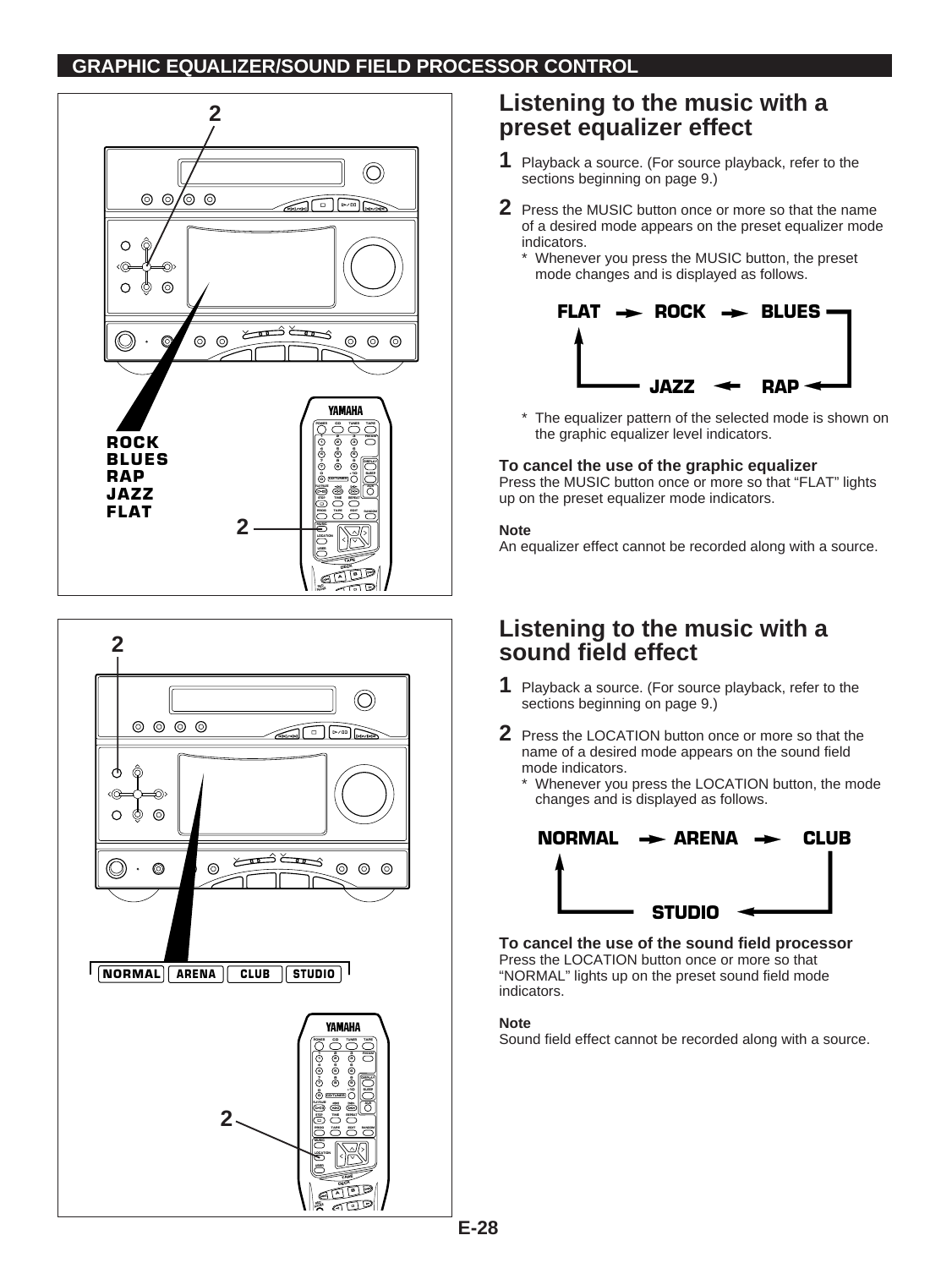## GRAPHIC EQUALIZER/SOUND FIELD PROCESSOR CONTROL

# Listening to the music with a preset equalizer effect

**1** Playback a source. (For source playback, refer to the sections beginning on page 9.)

**2** Press the MUSIC button once or more so that the name of a desired mode appears on the preset equalizer mode indicators.

* Whenever you press the MUSIC button, the preset mode changes and is displayed as follows.

FLAT → ROCK → BLUES → RAP → JAZZ → FLAT

* The equalizer pattern of the selected mode is shown on the graphic equalizer level indicators.

**To cancel the use of the graphic equalizer**
Press the MUSIC button once or more so that "FLAT" lights up on the preset equalizer mode indicators.

**Note**
An equalizer effect cannot be recorded along with a source.

# Listening to the music with a sound field effect

**1** Playback a source. (For source playback, refer to the sections beginning on page 9.)

**2** Press the LOCATION button once or more so that the name of a desired mode appears on the sound field mode indicators.

* Whenever you press the LOCATION button, the mode changes and is displayed as follows.

NORMAL → ARENA → CLUB → STUDIO → NORMAL

**To cancel the use of the sound field processor**
Press the LOCATION button once or more so that "NORMAL" lights up on the preset sound field mode indicators.

**Note**
Sound field effect cannot be recorded along with a source.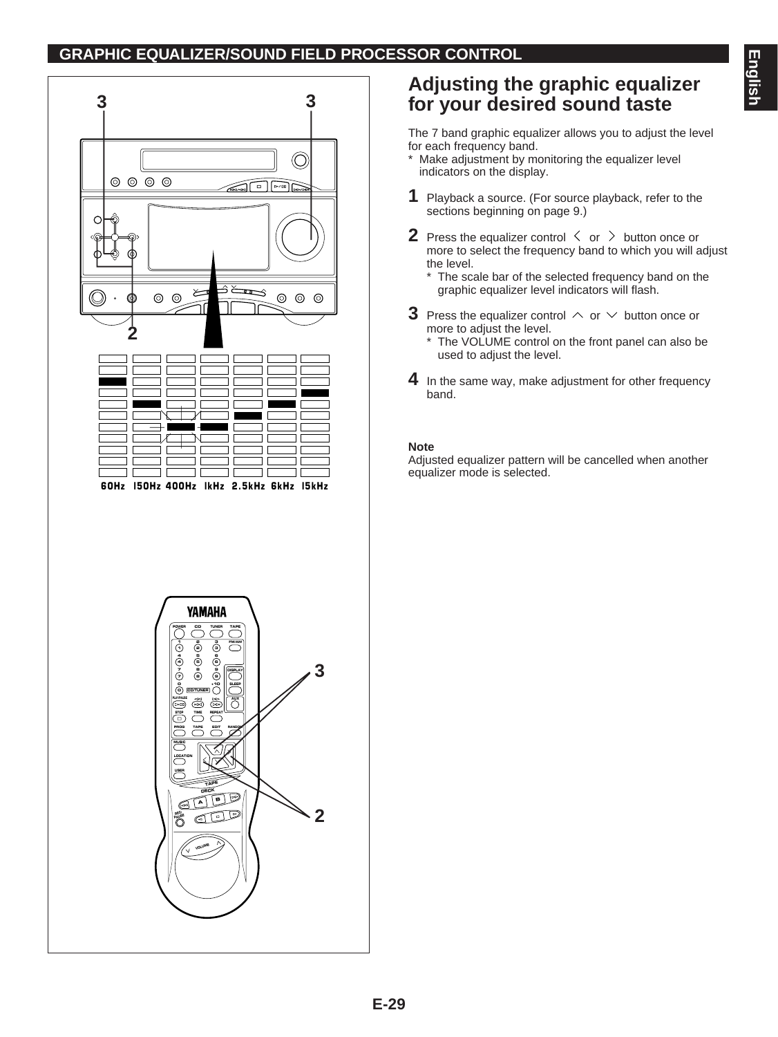## GRAPHIC EQUALIZER/SOUND FIELD PROCESSOR CONTROL

# Adjusting the graphic equalizer for your desired sound taste

The 7 band graphic equalizer allows you to adjust the level for each frequency band.

\* Make adjustment by monitoring the equalizer level indicators on the display.

**1** Playback a source. (For source playback, refer to the sections beginning on page 9.)

**2** Press the equalizer control ＜ or ＞ button once or more to select the frequency band to which you will adjust the level.

\* The scale bar of the selected frequency band on the graphic equalizer level indicators will flash.

**3** Press the equalizer control ∧ or ∨ button once or more to adjust the level.

\* The VOLUME control on the front panel can also be used to adjust the level.

**4** In the same way, make adjustment for other frequency band.

**Note**

Adjusted equalizer pattern will be cancelled when another equalizer mode is selected.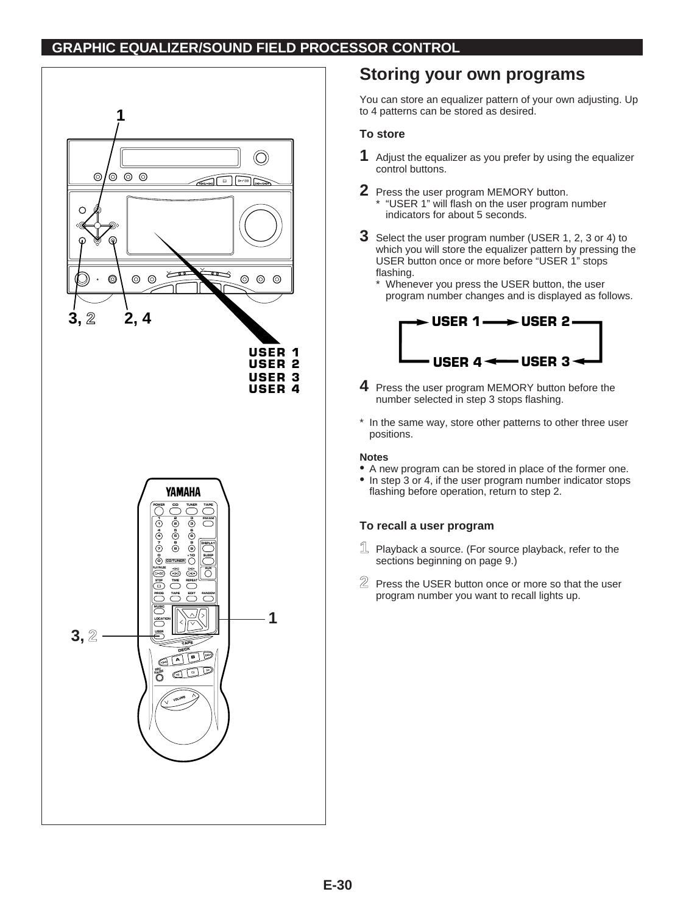## GRAPHIC EQUALIZER/SOUND FIELD PROCESSOR CONTROL

# Storing your own programs

You can store an equalizer pattern of your own adjusting. Up to 4 patterns can be stored as desired.

### To store

**1** Adjust the equalizer as you prefer by using the equalizer control buttons.

**2** Press the user program MEMORY button.
* "USER 1" will flash on the user program number indicators for about 5 seconds.

**3** Select the user program number (USER 1, 2, 3 or 4) to which you will store the equalizer pattern by pressing the USER button once or more before "USER 1" stops flashing.
* Whenever you press the USER button, the user program number changes and is displayed as follows.

USER 1 → USER 2 → USER 3 → USER 4 → USER 1

**4** Press the user program MEMORY button before the number selected in step 3 stops flashing.

* In the same way, store other patterns to other three user positions.

**Notes**
- A new program can be stored in place of the former one.
- In step 3 or 4, if the user program number indicator stops flashing before operation, return to step 2.

### To recall a user program

**1** Playback a source. (For source playback, refer to the sections beginning on page 9.)

**2** Press the USER button once or more so that the user program number you want to recall lights up.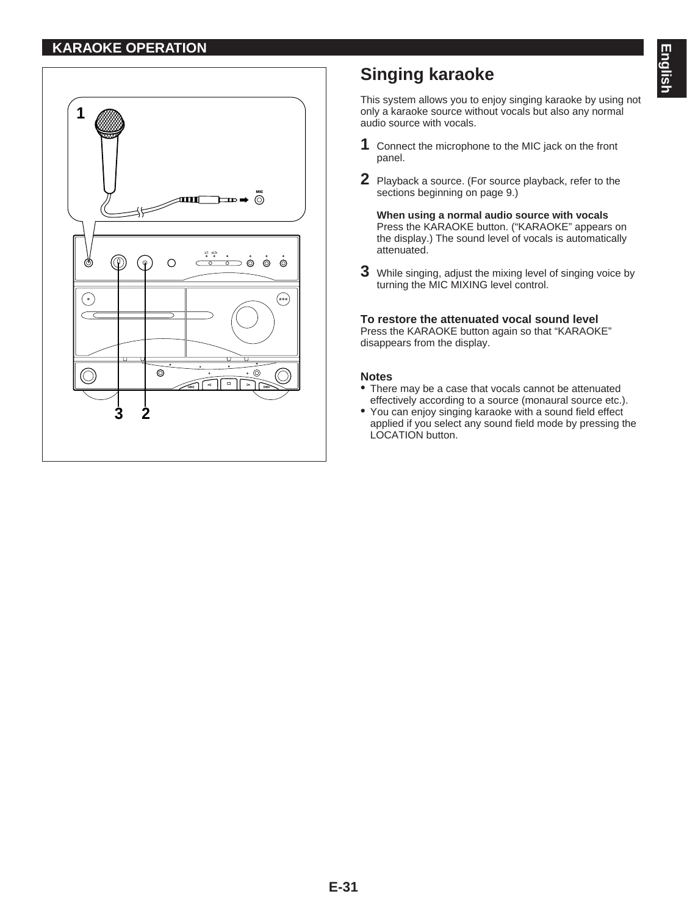## KARAOKE OPERATION

# Singing karaoke

This system allows you to enjoy singing karaoke by using not only a karaoke source without vocals but also any normal audio source with vocals.

**1** Connect the microphone to the MIC jack on the front panel.

**2** Playback a source. (For source playback, refer to the sections beginning on page 9.)

**When using a normal audio source with vocals**
Press the KARAOKE button. (“KARAOKE” appears on the display.) The sound level of vocals is automatically attenuated.

**3** While singing, adjust the mixing level of singing voice by turning the MIC MIXING level control.

### To restore the attenuated vocal sound level

Press the KARAOKE button again so that “KARAOKE” disappears from the display.

### Notes

- There may be a case that vocals cannot be attenuated effectively according to a source (monaural source etc.).
- You can enjoy singing karaoke with a sound field effect applied if you select any sound field mode by pressing the LOCATION button.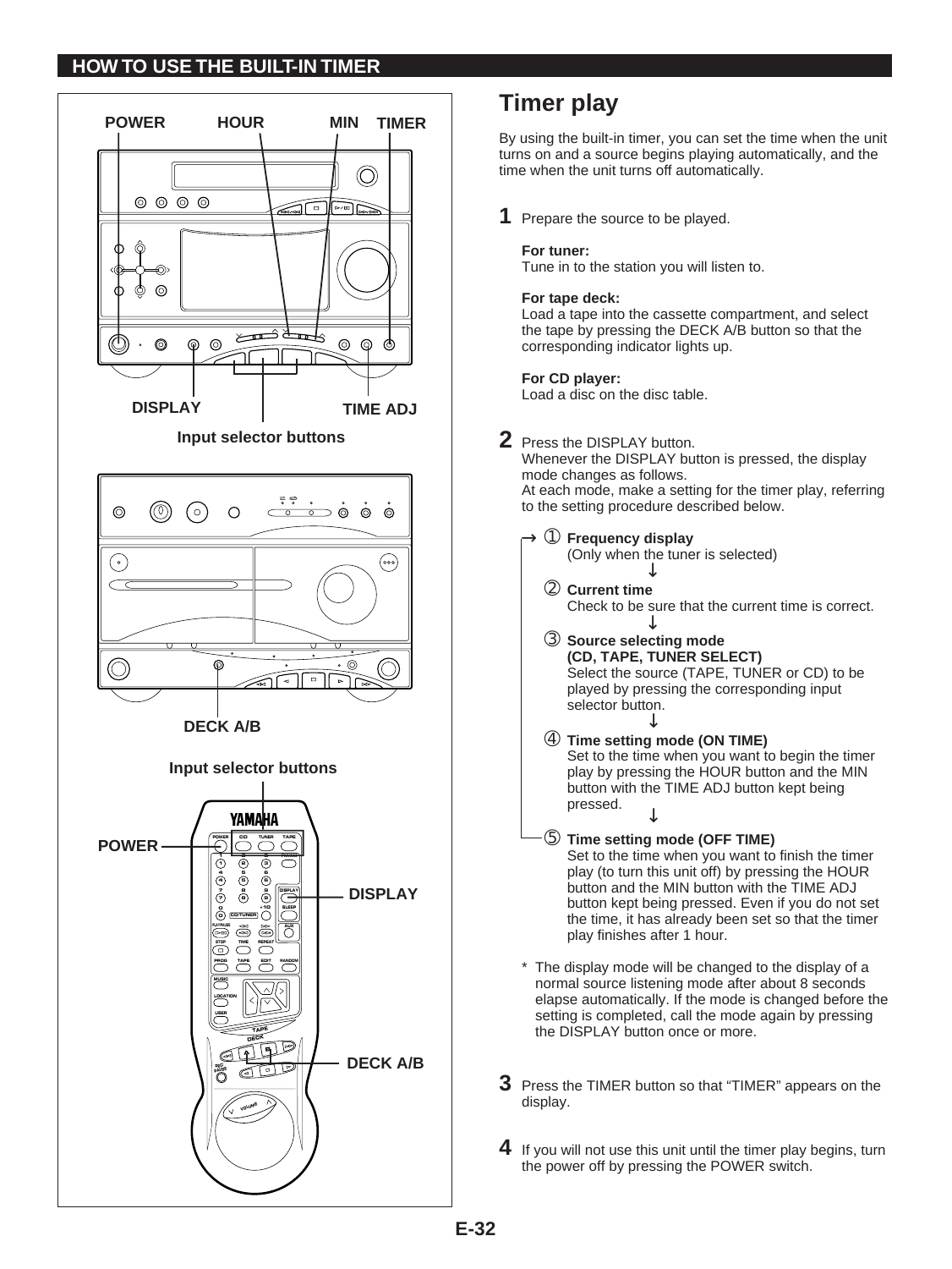## HOW TO USE THE BUILT-IN TIMER

POWER HOUR MIN TIMER

DISPLAY TIME ADJ

Input selector buttons

DECK A/B

Input selector buttons

POWER

DISPLAY

DECK A/B

# Timer play

By using the built-in timer, you can set the time when the unit turns on and a source begins playing automatically, and the time when the unit turns off automatically.

**1** Prepare the source to be played.

**For tuner:**
Tune in to the station you will listen to.

**For tape deck:**
Load a tape into the cassette compartment, and select the tape by pressing the DECK A/B button so that the corresponding indicator lights up.

**For CD player:**
Load a disc on the disc table.

**2** Press the DISPLAY button.
Whenever the DISPLAY button is pressed, the display mode changes as follows.
At each mode, make a setting for the timer play, referring to the setting procedure described below.

① **Frequency display**
(Only when the tuner is selected)
↓
② **Current time**
Check to be sure that the current time is correct.
↓
③ **Source selecting mode (CD, TAPE, TUNER SELECT)**
Select the source (TAPE, TUNER or CD) to be played by pressing the corresponding input selector button.
↓
④ **Time setting mode (ON TIME)**
Set to the time when you want to begin the timer play by pressing the HOUR button and the MIN button with the TIME ADJ button kept being pressed.
↓
⑤ **Time setting mode (OFF TIME)**
Set to the time when you want to finish the timer play (to turn this unit off) by pressing the HOUR button and the MIN button with the TIME ADJ button kept being pressed. Even if you do not set the time, it has already been set so that the timer play finishes after 1 hour.

\* The display mode will be changed to the display of a normal source listening mode after about 8 seconds elapse automatically. If the mode is changed before the setting is completed, call the mode again by pressing the DISPLAY button once or more.

**3** Press the TIMER button so that "TIMER" appears on the display.

**4** If you will not use this unit until the timer play begins, turn the power off by pressing the POWER switch.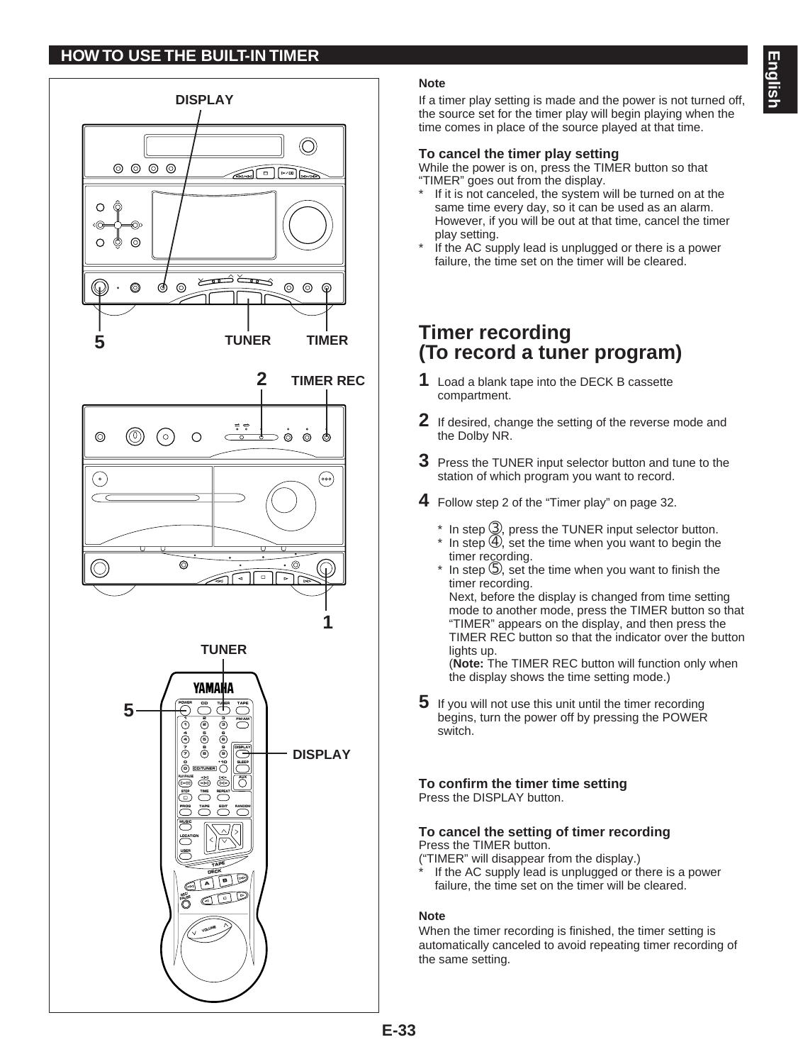## HOW TO USE THE BUILT-IN TIMER

**Note**

If a timer play setting is made and the power is not turned off, the source set for the timer play will begin playing when the time comes in place of the source played at that time.

**To cancel the timer play setting**

While the power is on, press the TIMER button so that "TIMER" goes out from the display.

- * If it is not canceled, the system will be turned on at the same time every day, so it can be used as an alarm. However, if you will be out at that time, cancel the timer play setting.
- * If the AC supply lead is unplugged or there is a power failure, the time set on the timer will be cleared.

## Timer recording (To record a tuner program)

**1** Load a blank tape into the DECK B cassette compartment.

**2** If desired, change the setting of the reverse mode and the Dolby NR.

**3** Press the TUNER input selector button and tune to the station of which program you want to record.

**4** Follow step 2 of the "Timer play" on page 32.

- * In step ③, press the TUNER input selector button.
- * In step ④, set the time when you want to begin the timer recording.
- * In step ⑤, set the time when you want to finish the timer recording.
  Next, before the display is changed from time setting mode to another mode, press the TIMER button so that "TIMER" appears on the display, and then press the TIMER REC button so that the indicator over the button lights up.
  (**Note:** The TIMER REC button will function only when the display shows the time setting mode.)

**5** If you will not use this unit until the timer recording begins, turn the power off by pressing the POWER switch.

**To confirm the timer time setting**

Press the DISPLAY button.

**To cancel the setting of timer recording**

Press the TIMER button.
("TIMER" will disappear from the display.)

- * If the AC supply lead is unplugged or there is a power failure, the time set on the timer will be cleared.

**Note**

When the timer recording is finished, the timer setting is automatically canceled to avoid repeating timer recording of the same setting.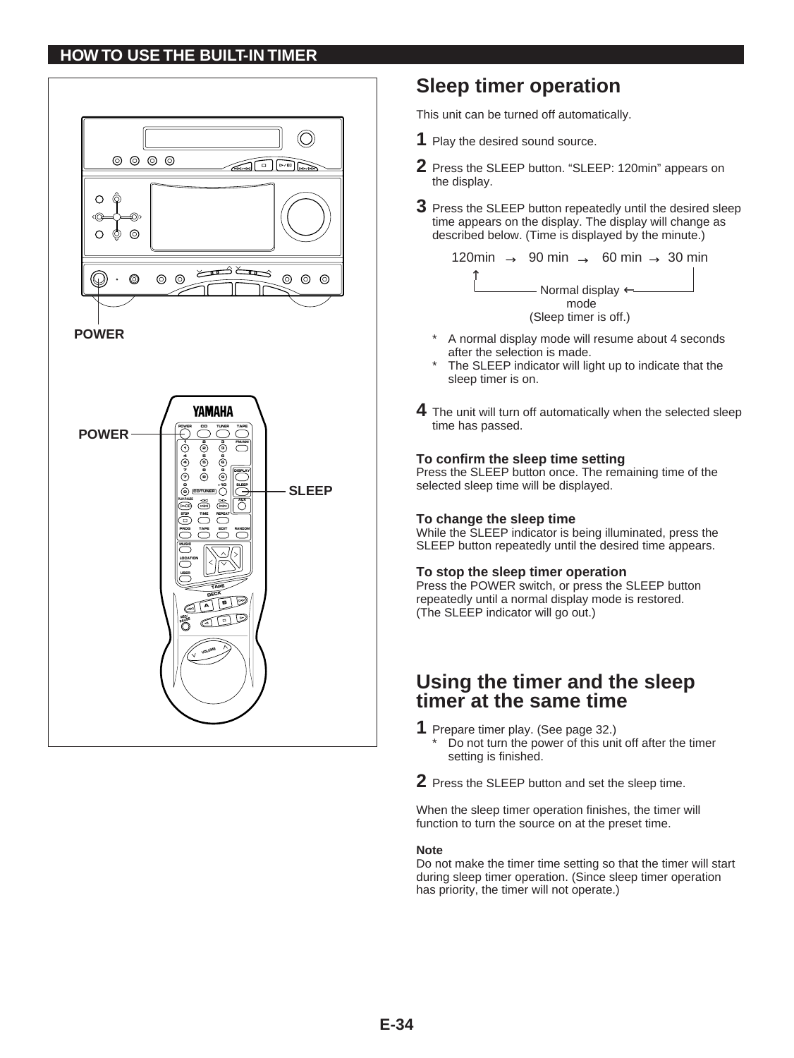## HOW TO USE THE BUILT-IN TIMER

POWER

POWER

SLEEP

# Sleep timer operation

This unit can be turned off automatically.

**1** Play the desired sound source.

**2** Press the SLEEP button. "SLEEP: 120min" appears on the display.

**3** Press the SLEEP button repeatedly until the desired sleep time appears on the display. The display will change as described below. (Time is displayed by the minute.)

120min → 90 min → 60 min → 30 min

↑ Normal display mode (Sleep timer is off.) ←

\* A normal display mode will resume about 4 seconds after the selection is made.

\* The SLEEP indicator will light up to indicate that the sleep timer is on.

**4** The unit will turn off automatically when the selected sleep time has passed.

### To confirm the sleep time setting

Press the SLEEP button once. The remaining time of the selected sleep time will be displayed.

### To change the sleep time

While the SLEEP indicator is being illuminated, press the SLEEP button repeatedly until the desired time appears.

### To stop the sleep timer operation

Press the POWER switch, or press the SLEEP button repeatedly until a normal display mode is restored.
(The SLEEP indicator will go out.)

# Using the timer and the sleep timer at the same time

**1** Prepare timer play. (See page 32.)

\* Do not turn the power of this unit off after the timer setting is finished.

**2** Press the SLEEP button and set the sleep time.

When the sleep timer operation finishes, the timer will function to turn the source on at the preset time.

**Note**

Do not make the timer time setting so that the timer will start during sleep timer operation. (Since sleep timer operation has priority, the timer will not operate.)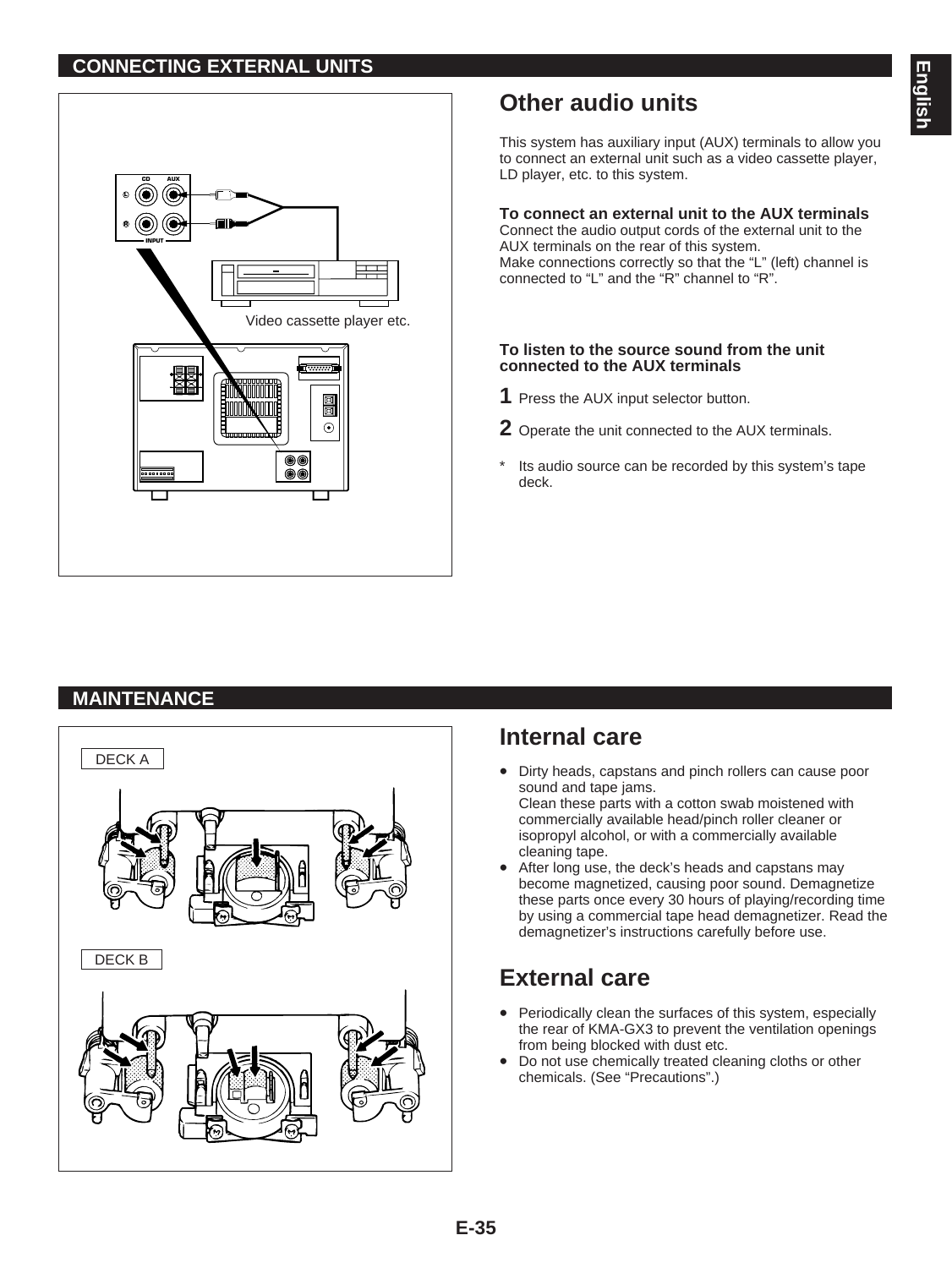## CONNECTING EXTERNAL UNITS

Video cassette player etc.

# Other audio units

This system has auxiliary input (AUX) terminals to allow you to connect an external unit such as a video cassette player, LD player, etc. to this system.

**To connect an external unit to the AUX terminals**
Connect the audio output cords of the external unit to the AUX terminals on the rear of this system.
Make connections correctly so that the "L" (left) channel is connected to "L" and the "R" channel to "R".

**To listen to the source sound from the unit connected to the AUX terminals**

1. Press the AUX input selector button.
2. Operate the unit connected to the AUX terminals.

\* Its audio source can be recorded by this system's tape deck.

## MAINTENANCE

DECK A

DECK B

# Internal care

- Dirty heads, capstans and pinch rollers can cause poor sound and tape jams.
  Clean these parts with a cotton swab moistened with commercially available head/pinch roller cleaner or isopropyl alcohol, or with a commercially available cleaning tape.
- After long use, the deck's heads and capstans may become magnetized, causing poor sound. Demagnetize these parts once every 30 hours of playing/recording time by using a commercial tape head demagnetizer. Read the demagnetizer's instructions carefully before use.

# External care

- Periodically clean the surfaces of this system, especially the rear of KMA-GX3 to prevent the ventilation openings from being blocked with dust etc.
- Do not use chemically treated cleaning cloths or other chemicals. (See "Precautions".)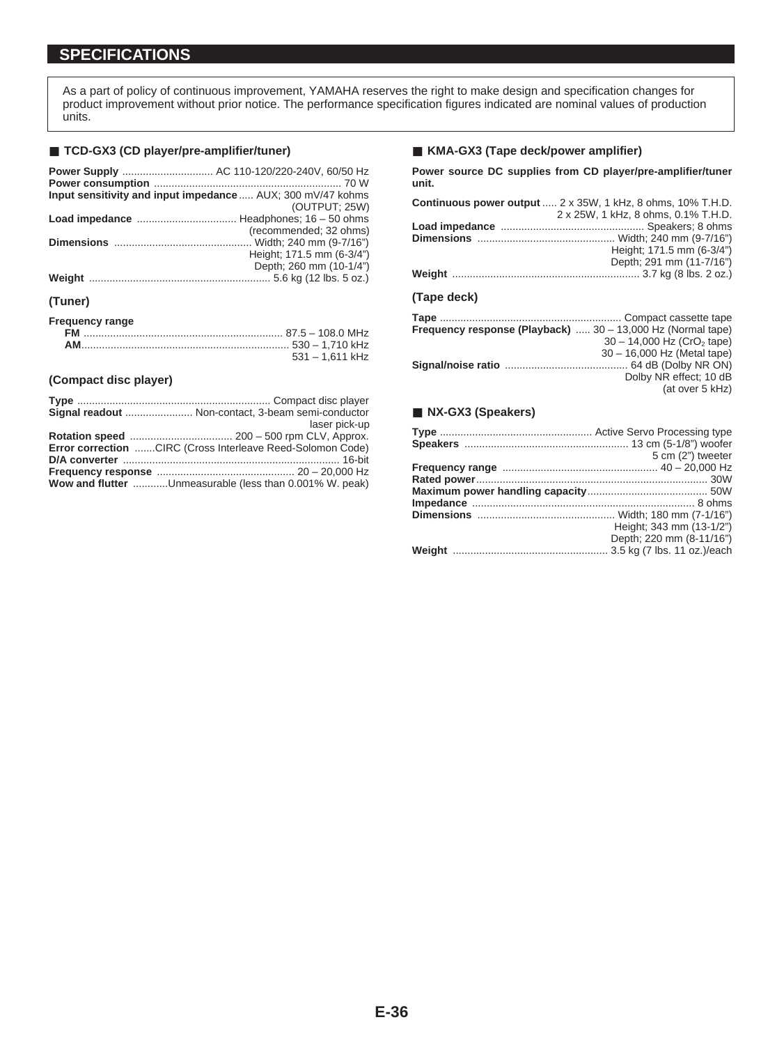## SPECIFICATIONS

As a part of policy of continuous improvement, YAMAHA reserves the right to make design and specification changes for product improvement without prior notice. The performance specification figures indicated are nominal values of production units.

### ■ TCD-GX3 (CD player/pre-amplifier/tuner)

**Power Supply** ............................... AC 110-120/220-240V, 60/50 Hz
**Power consumption** ............................................................... 70 W
**Input sensitivity and input impedance**..... AUX; 300 mV/47 kohms (OUTPUT; 25W)
**Load impedance** .................................. Headphones; 16 – 50 ohms (recommended; 32 ohms)
**Dimensions** ............................................... Width; 240 mm (9-7/16")
Height; 171.5 mm (6-3/4")
Depth; 260 mm (10-1/4")
**Weight** ............................................................. 5.6 kg (12 lbs. 5 oz.)

#### (Tuner)

**Frequency range**
**FM** .................................................................. 87.5 – 108.0 MHz
**AM**...................................................................... 530 – 1,710 kHz
531 – 1,611 kHz

#### (Compact disc player)

**Type** ................................................................. Compact disc player
**Signal readout** ....................... Non-contact, 3-beam semi-conductor laser pick-up
**Rotation speed** ................................... 200 – 500 rpm CLV, Approx.
**Error correction** .......CIRC (Cross Interleave Reed-Solomon Code)
**D/A converter** ......................................................................... 16-bit
**Frequency response** ............................................... 20 – 20,000 Hz
**Wow and flutter** ............Unmeasurable (less than 0.001% W. peak)

### ■ KMA-GX3 (Tape deck/power amplifier)

**Power source DC supplies from CD player/pre-amplifier/tuner unit.**

**Continuous power output** ..... 2 x 35W, 1 kHz, 8 ohms, 10% T.H.D.
2 x 25W, 1 kHz, 8 ohms, 0.1% T.H.D.
**Load impedance** ................................................. Speakers; 8 ohms
**Dimensions** ............................................... Width; 240 mm (9-7/16")
Height; 171.5 mm (6-3/4")
Depth; 291 mm (11-7/16")
**Weight** ............................................................... 3.7 kg (8 lbs. 2 oz.)

#### (Tape deck)

**Tape** ............................................................. Compact cassette tape
**Frequency response (Playback)** ..... 30 – 13,000 Hz (Normal tape)
30 – 14,000 Hz ($CrO_2$ tape)
30 – 16,000 Hz (Metal tape)
**Signal/noise ratio** .......................................... 64 dB (Dolby NR ON)
Dolby NR effect; 10 dB (at over 5 kHz)

### ■ NX-GX3 (Speakers)

**Type** .................................................... Active Servo Processing type
**Speakers** ........................................................ 13 cm (5-1/8") woofer
5 cm (2") tweeter
**Frequency range** ..................................................... 40 – 20,000 Hz
**Rated power**.............................................................................. 30W
**Maximum power handling capacity**......................................... 50W
**Impedance** ........................................................................... 8 ohms
**Dimensions** ............................................... Width; 180 mm (7-1/16")
Height; 343 mm (13-1/2")
Depth; 220 mm (8-11/16")
**Weight** ..................................................... 3.5 kg (7 lbs. 11 oz.)/each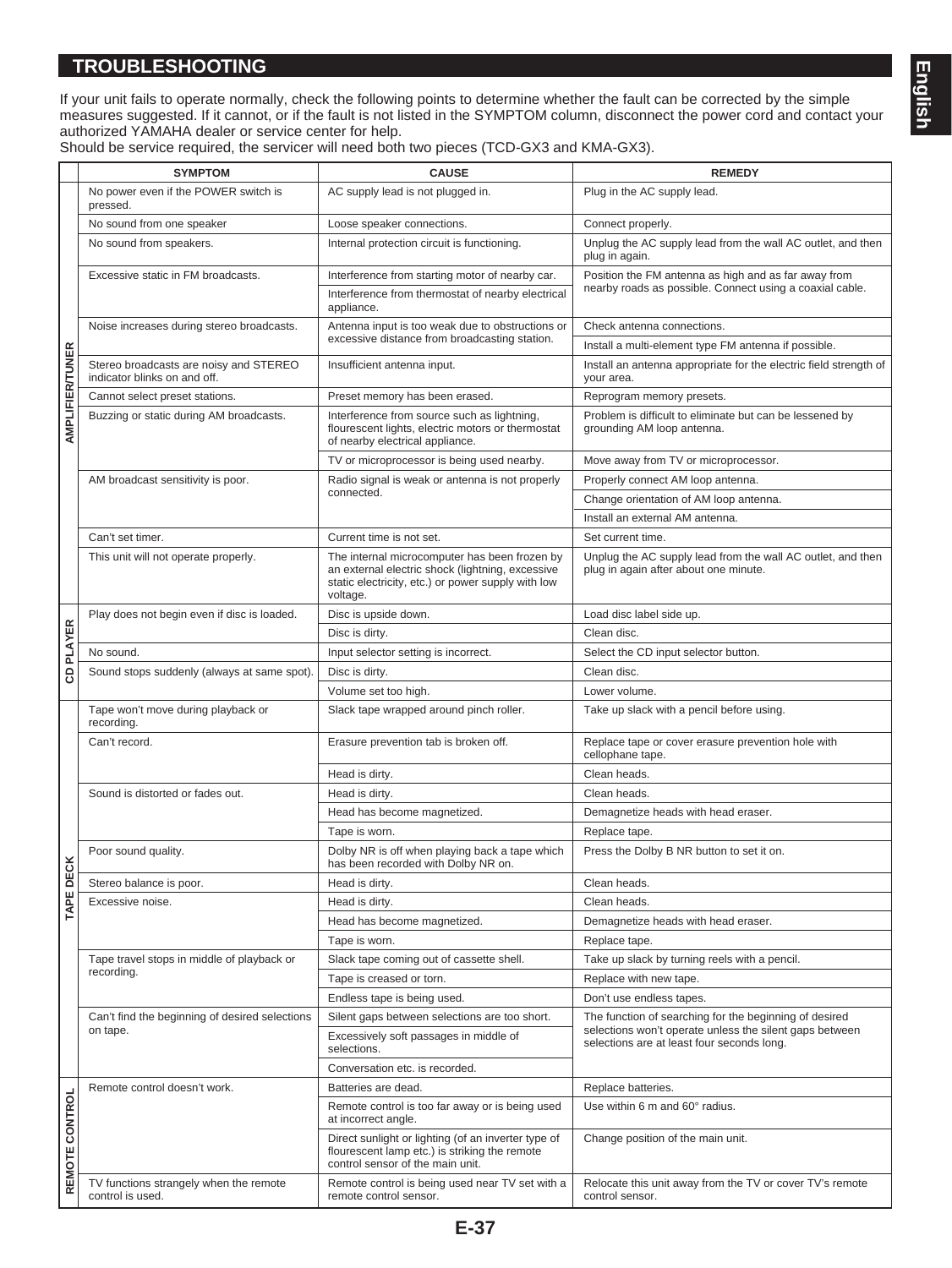## TROUBLESHOOTING

If your unit fails to operate normally, check the following points to determine whether the fault can be corrected by the simple measures suggested. If it cannot, or if the fault is not listed in the SYMPTOM column, disconnect the power cord and contact your authorized YAMAHA dealer or service center for help.
Should be service required, the servicer will need both two pieces (TCD-GX3 and KMA-GX3).

| | SYMPTOM | CAUSE | REMEDY |
|---|---|---|---|
| AMPLIFIER/TUNER | No power even if the POWER switch is pressed. | AC supply lead is not plugged in. | Plug in the AC supply lead. |
| | No sound from one speaker | Loose speaker connections. | Connect properly. |
| | No sound from speakers. | Internal protection circuit is functioning. | Unplug the AC supply lead from the wall AC outlet, and then plug in again. |
| | Excessive static in FM broadcasts. | Interference from starting motor of nearby car. | Position the FM antenna as high and as far away from nearby roads as possible. Connect using a coaxial cable. |
| | | Interference from thermostat of nearby electrical appliance. | |
| | Noise increases during stereo broadcasts. | Antenna input is too weak due to obstructions or excessive distance from broadcasting station. | Check antenna connections. |
| | | | Install a multi-element type FM antenna if possible. |
| | Stereo broadcasts are noisy and STEREO indicator blinks on and off. | Insufficient antenna input. | Install an antenna appropriate for the electric field strength of your area. |
| | Cannot select preset stations. | Preset memory has been erased. | Reprogram memory presets. |
| | Buzzing or static during AM broadcasts. | Interference from source such as lightning, flourescent lights, electric motors or thermostat of nearby electrical appliance. | Problem is difficult to eliminate but can be lessened by grounding AM loop antenna. |
| | | TV or microprocessor is being used nearby. | Move away from TV or microprocessor. |
| | AM broadcast sensitivity is poor. | Radio signal is weak or antenna is not properly connected. | Properly connect AM loop antenna. |
| | | | Change orientation of AM loop antenna. |
| | | | Install an external AM antenna. |
| | Can't set timer. | Current time is not set. | Set current time. |
| | This unit will not operate properly. | The internal microcomputer has been frozen by an external electric shock (lightning, excessive static electricity, etc.) or power supply with low voltage. | Unplug the AC supply lead from the wall AC outlet, and then plug in again after about one minute. |
| CD PLAYER | Play does not begin even if disc is loaded. | Disc is upside down. | Load disc label side up. |
| | | Disc is dirty. | Clean disc. |
| | No sound. | Input selector setting is incorrect. | Select the CD input selector button. |
| | Sound stops suddenly (always at same spot). | Disc is dirty. | Clean disc. |
| | | Volume set too high. | Lower volume. |
| TAPE DECK | Tape won't move during playback or recording. | Slack tape wrapped around pinch roller. | Take up slack with a pencil before using. |
| | Can't record. | Erasure prevention tab is broken off. | Replace tape or cover erasure prevention hole with cellophane tape. |
| | | Head is dirty. | Clean heads. |
| | Sound is distorted or fades out. | Head is dirty. | Clean heads. |
| | | Head has become magnetized. | Demagnetize heads with head eraser. |
| | | Tape is worn. | Replace tape. |
| | Poor sound quality. | Dolby NR is off when playing back a tape which has been recorded with Dolby NR on. | Press the Dolby B NR button to set it on. |
| | Stereo balance is poor. | Head is dirty. | Clean heads. |
| | Excessive noise. | Head is dirty. | Clean heads. |
| | | Head has become magnetized. | Demagnetize heads with head eraser. |
| | | Tape is worn. | Replace tape. |
| | Tape travel stops in middle of playback or recording. | Slack tape coming out of cassette shell. | Take up slack by turning reels with a pencil. |
| | | Tape is creased or torn. | Replace with new tape. |
| | | Endless tape is being used. | Don't use endless tapes. |
| | Can't find the beginning of desired selections on tape. | Silent gaps between selections are too short. | The function of searching for the beginning of desired selections won't operate unless the silent gaps between selections are at least four seconds long. |
| | | Excessively soft passages in middle of selections. | |
| | | Conversation etc. is recorded. | |
| REMOTE CONTROL | Remote control doesn't work. | Batteries are dead. | Replace batteries. |
| | | Remote control is too far away or is being used at incorrect angle. | Use within 6 m and 60° radius. |
| | | Direct sunlight or lighting (of an inverter type of flourescent lamp etc.) is striking the remote control sensor of the main unit. | Change position of the main unit. |
| | TV functions strangely when the remote control is used. | Remote control is being used near TV set with a remote control sensor. | Relocate this unit away from the TV or cover TV's remote control sensor. |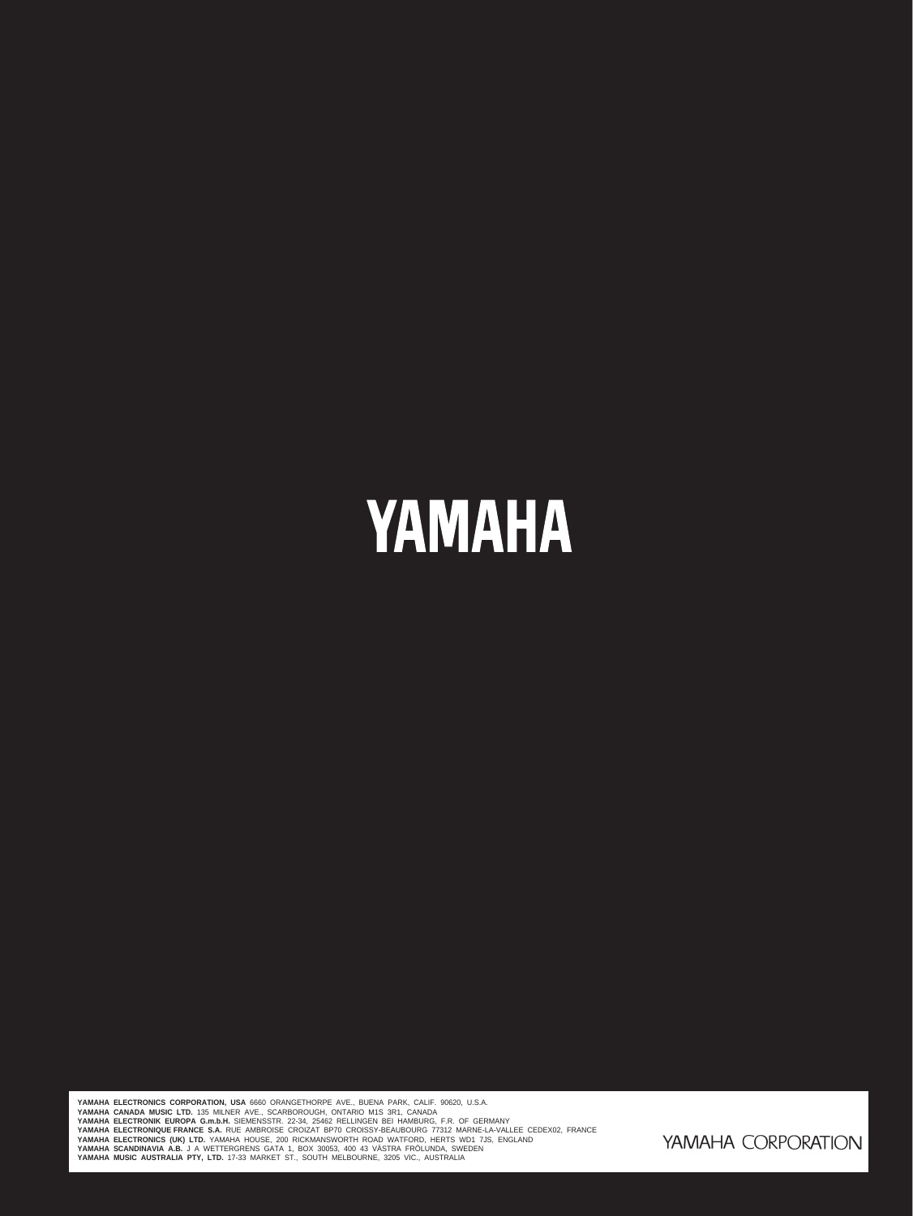# YAMAHA

**YAMAHA ELECTRONICS CORPORATION, USA** 6660 ORANGETHORPE AVE., BUENA PARK, CALIF. 90620, U.S.A.
**YAMAHA CANADA MUSIC LTD.** 135 MILNER AVE., SCARBOROUGH, ONTARIO M1S 3R1, CANADA
**YAMAHA ELECTRONIK EUROPA G.m.b.H.** SIEMENSSTR. 22-34, 25462 RELLINGEN BEI HAMBURG, F.R. OF GERMANY
**YAMAHA ELECTRONIQUE FRANCE S.A.** RUE AMBROISE CROIZAT BP70 CROISSY-BEAUBOURG 77312 MARNE-LA-VALLEE CEDEX02, FRANCE
**YAMAHA ELECTRONICS (UK) LTD.** YAMAHA HOUSE, 200 RICKMANSWORTH ROAD WATFORD, HERTS WD1 7JS, ENGLAND
**YAMAHA SCANDINAVIA A.B.** J A WETTERGRENS GATA 1, BOX 30053, 400 43 VÄSTRA FRÖLUNDA, SWEDEN
**YAMAHA MUSIC AUSTRALIA PTY, LTD.** 17-33 MARKET ST., SOUTH MELBOURNE, 3205 VIC., AUSTRALIA

YAMAHA CORPORATION